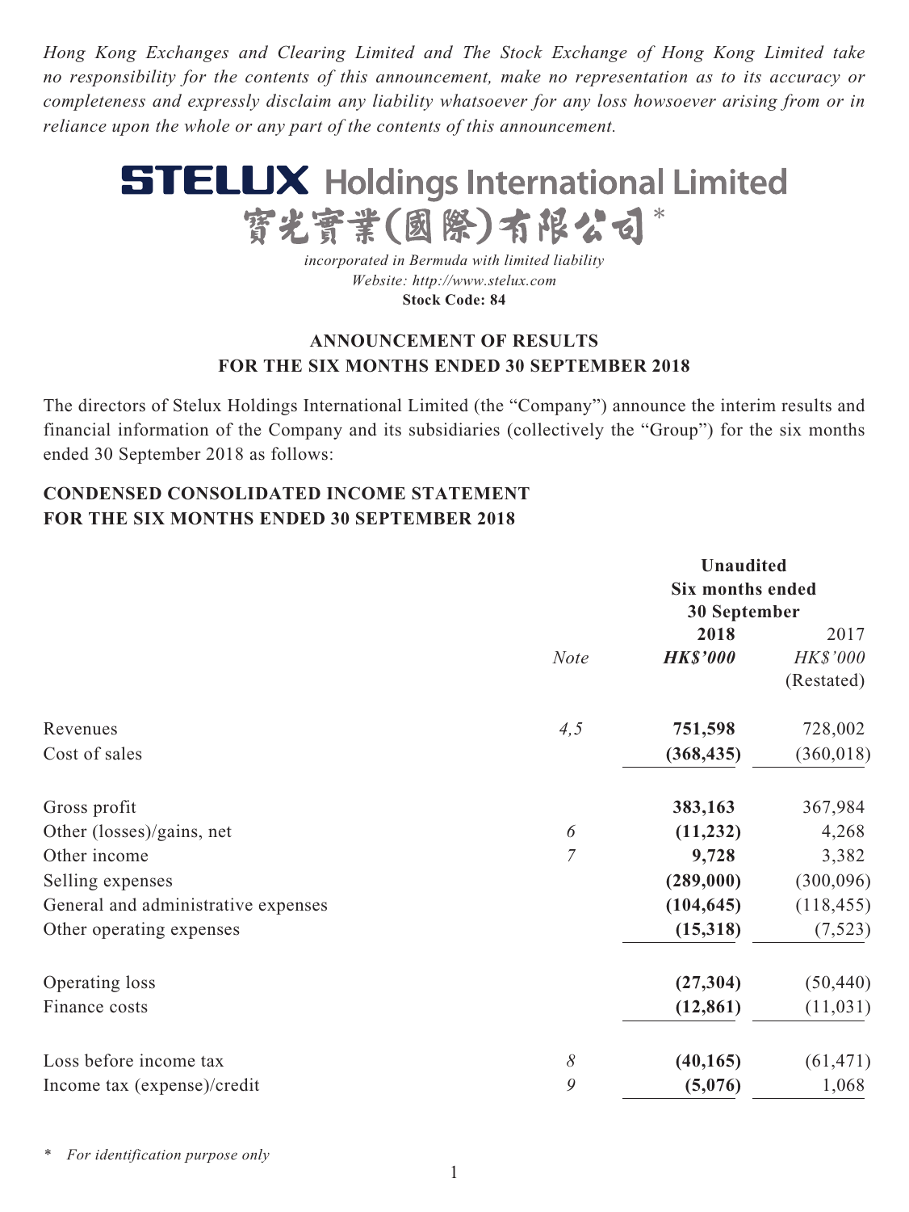*Hong Kong Exchanges and Clearing Limited and The Stock Exchange of Hong Kong Limited take no responsibility for the contents of this announcement, make no representation as to its accuracy or completeness and expressly disclaim any liability whatsoever for any loss howsoever arising from or in reliance upon the whole or any part of the contents of this announcement.*

# STELUX Holdings International Limited
# 寶光實業(國際)有限公司*

*incorporated in Bermuda with limited liability*
*Website: http://www.stelux.com*
**Stock Code: 84**

## ANNOUNCEMENT OF RESULTS FOR THE SIX MONTHS ENDED 30 SEPTEMBER 2018

The directors of Stelux Holdings International Limited (the "Company") announce the interim results and financial information of the Company and its subsidiaries (collectively the "Group") for the six months ended 30 September 2018 as follows:

### CONDENSED CONSOLIDATED INCOME STATEMENT FOR THE SIX MONTHS ENDED 30 SEPTEMBER 2018

| | | **Unaudited Six months ended 30 September** | |
|---|---|---|---|
| | | **2018** | 2017 |
| | *Note* | ***HK$'000*** | *HK$'000* (Restated) |
| Revenues | *4,5* | **751,598** | 728,002 |
| Cost of sales | | **(368,435)** | (360,018) |
| Gross profit | | **383,163** | 367,984 |
| Other (losses)/gains, net | *6* | **(11,232)** | 4,268 |
| Other income | *7* | **9,728** | 3,382 |
| Selling expenses | | **(289,000)** | (300,096) |
| General and administrative expenses | | **(104,645)** | (118,455) |
| Other operating expenses | | **(15,318)** | (7,523) |
| Operating loss | | **(27,304)** | (50,440) |
| Finance costs | | **(12,861)** | (11,031) |
| Loss before income tax | *8* | **(40,165)** | (61,471) |
| Income tax (expense)/credit | *9* | **(5,076)** | 1,068 |

\* *For identification purpose only*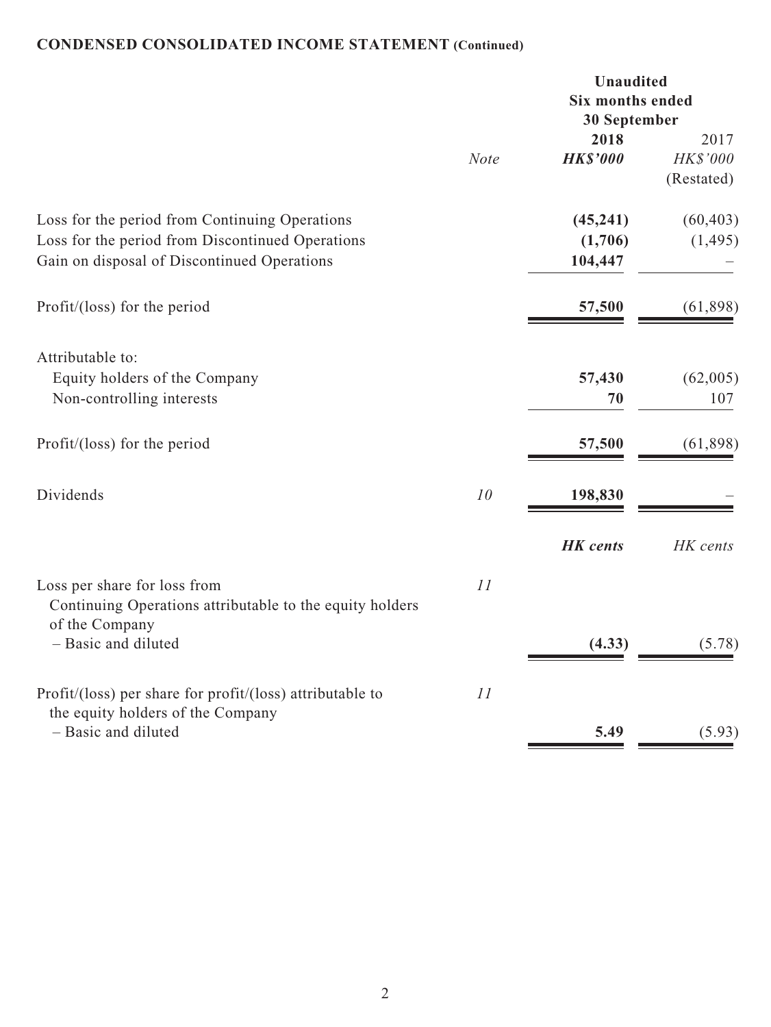**CONDENSED CONSOLIDATED INCOME STATEMENT (Continued)**

| | Note | Unaudited Six months ended 30 September 2018 HK$'000 | 2017 HK$'000 (Restated) |
|---|---|---|---|
| Loss for the period from Continuing Operations | | **(45,241)** | (60,403) |
| Loss for the period from Discontinued Operations | | **(1,706)** | (1,495) |
| Gain on disposal of Discontinued Operations | | **104,447** | – |
| Profit/(loss) for the period | | **57,500** | (61,898) |
| Attributable to: | | | |
| Equity holders of the Company | | **57,430** | (62,005) |
| Non-controlling interests | | **70** | 107 |
| Profit/(loss) for the period | | **57,500** | (61,898) |
| Dividends | *10* | **198,830** | – |
| | | ***HK cents*** | *HK cents* |
| Loss per share for loss from Continuing Operations attributable to the equity holders of the Company | *11* | | |
| – Basic and diluted | | **(4.33)** | (5.78) |
| Profit/(loss) per share for profit/(loss) attributable to the equity holders of the Company | *11* | | |
| – Basic and diluted | | **5.49** | (5.93) |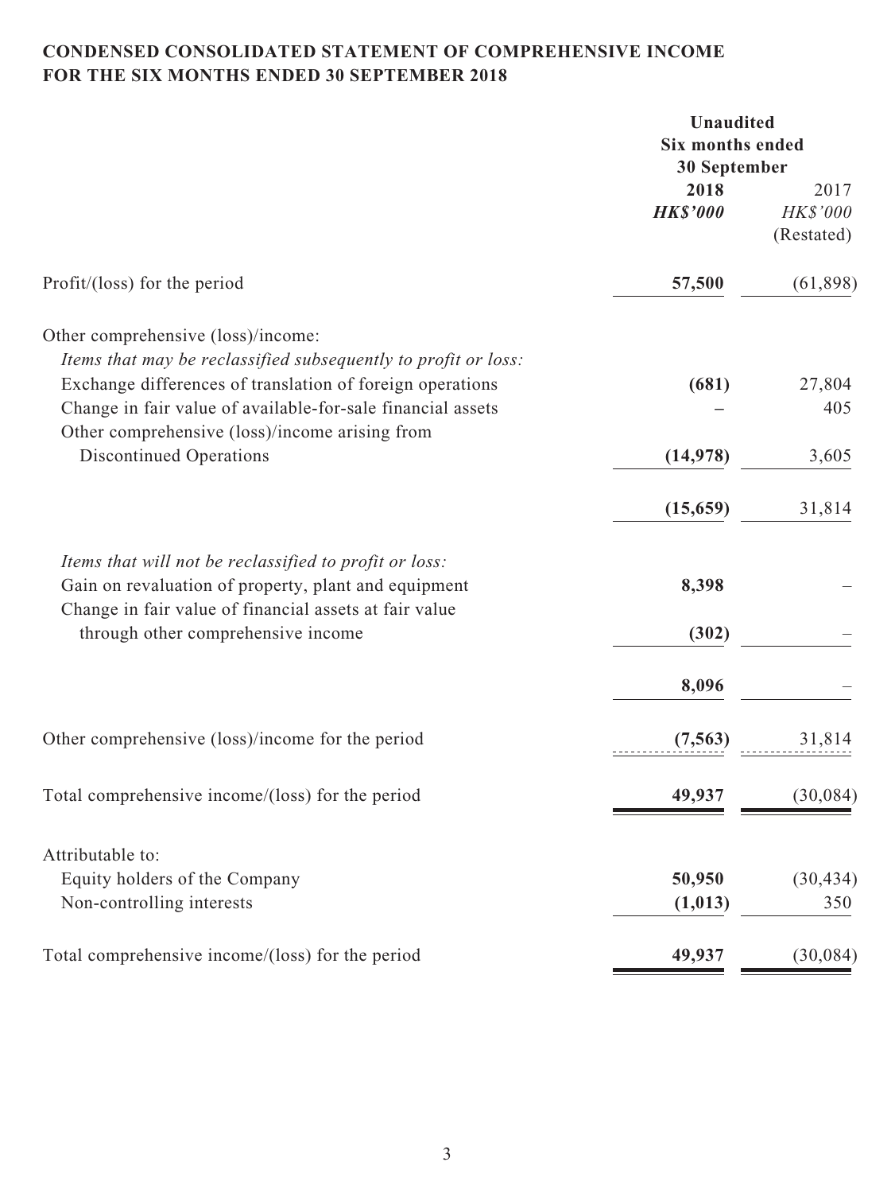**CONDENSED CONSOLIDATED STATEMENT OF COMPREHENSIVE INCOME**
**FOR THE SIX MONTHS ENDED 30 SEPTEMBER 2018**

| | Unaudited Six months ended 30 September | |
|---|---|---|
| | **2018** | 2017 |
| | ***HK$'000*** | *HK$'000* (Restated) |
| Profit/(loss) for the period | **57,500** | (61,898) |
| Other comprehensive (loss)/income: | | |
| *Items that may be reclassified subsequently to profit or loss:* | | |
| Exchange differences of translation of foreign operations | **(681)** | 27,804 |
| Change in fair value of available-for-sale financial assets | **–** | 405 |
| Other comprehensive (loss)/income arising from Discontinued Operations | **(14,978)** | 3,605 |
| | **(15,659)** | 31,814 |
| *Items that will not be reclassified to profit or loss:* | | |
| Gain on revaluation of property, plant and equipment | **8,398** | – |
| Change in fair value of financial assets at fair value through other comprehensive income | **(302)** | – |
| | **8,096** | – |
| Other comprehensive (loss)/income for the period | **(7,563)** | 31,814 |
| Total comprehensive income/(loss) for the period | **49,937** | (30,084) |
| Attributable to: | | |
| Equity holders of the Company | **50,950** | (30,434) |
| Non-controlling interests | **(1,013)** | 350 |
| Total comprehensive income/(loss) for the period | **49,937** | (30,084) |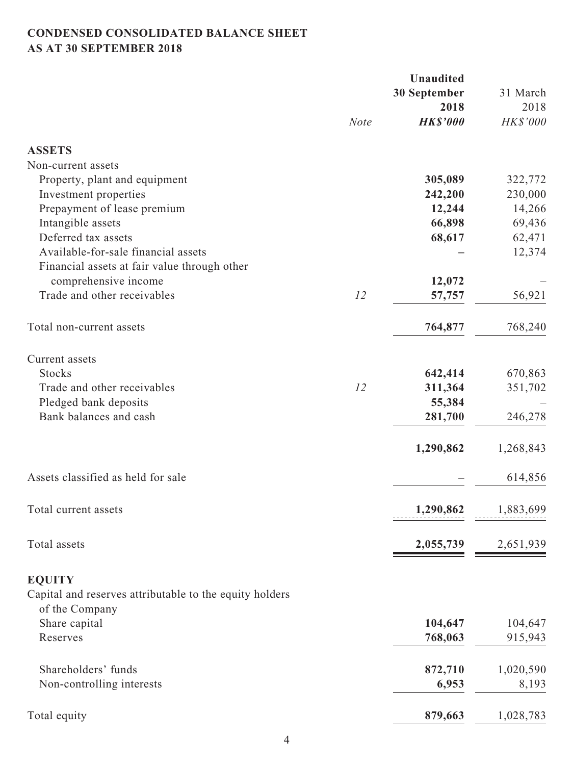**CONDENSED CONSOLIDATED BALANCE SHEET**
**AS AT 30 SEPTEMBER 2018**

| | Note | Unaudited 30 September 2018 HK$'000 | 31 March 2018 HK$'000 |
|---|---|---|---|
| **ASSETS** | | | |
| Non-current assets | | | |
| Property, plant and equipment | | **305,089** | 322,772 |
| Investment properties | | **242,200** | 230,000 |
| Prepayment of lease premium | | **12,244** | 14,266 |
| Intangible assets | | **66,898** | 69,436 |
| Deferred tax assets | | **68,617** | 62,471 |
| Available-for-sale financial assets | | **–** | 12,374 |
| Financial assets at fair value through other comprehensive income | | **12,072** | – |
| Trade and other receivables | 12 | **57,757** | 56,921 |
| Total non-current assets | | **764,877** | 768,240 |
| Current assets | | | |
| Stocks | | **642,414** | 670,863 |
| Trade and other receivables | 12 | **311,364** | 351,702 |
| Pledged bank deposits | | **55,384** | – |
| Bank balances and cash | | **281,700** | 246,278 |
| | | **1,290,862** | 1,268,843 |
| Assets classified as held for sale | | **–** | 614,856 |
| Total current assets | | **1,290,862** | 1,883,699 |
| Total assets | | **2,055,739** | 2,651,939 |
| **EQUITY** | | | |
| Capital and reserves attributable to the equity holders of the Company | | | |
| Share capital | | **104,647** | 104,647 |
| Reserves | | **768,063** | 915,943 |
| Shareholders' funds | | **872,710** | 1,020,590 |
| Non-controlling interests | | **6,953** | 8,193 |
| Total equity | | **879,663** | 1,028,783 |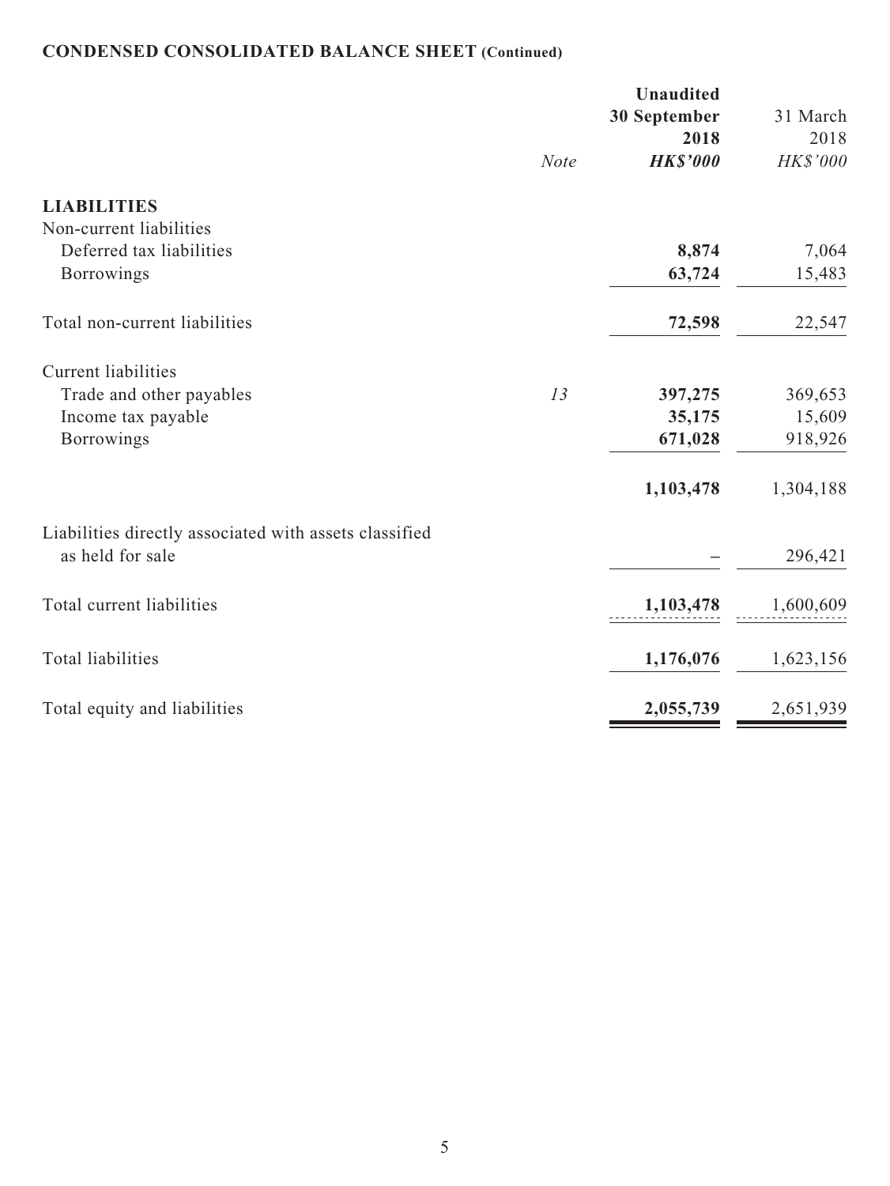**CONDENSED CONSOLIDATED BALANCE SHEET (Continued)**

| | *Note* | **Unaudited 30 September 2018** ***HK$'000*** | 31 March 2018 *HK$'000* |
|---|---|---|---|
| **LIABILITIES** | | | |
| Non-current liabilities | | | |
| Deferred tax liabilities | | **8,874** | 7,064 |
| Borrowings | | **63,724** | 15,483 |
| Total non-current liabilities | | **72,598** | 22,547 |
| Current liabilities | | | |
| Trade and other payables | *13* | **397,275** | 369,653 |
| Income tax payable | | **35,175** | 15,609 |
| Borrowings | | **671,028** | 918,926 |
| | | **1,103,478** | 1,304,188 |
| Liabilities directly associated with assets classified as held for sale | | **–** | 296,421 |
| Total current liabilities | | **1,103,478** | 1,600,609 |
| Total liabilities | | **1,176,076** | 1,623,156 |
| Total equity and liabilities | | **2,055,739** | 2,651,939 |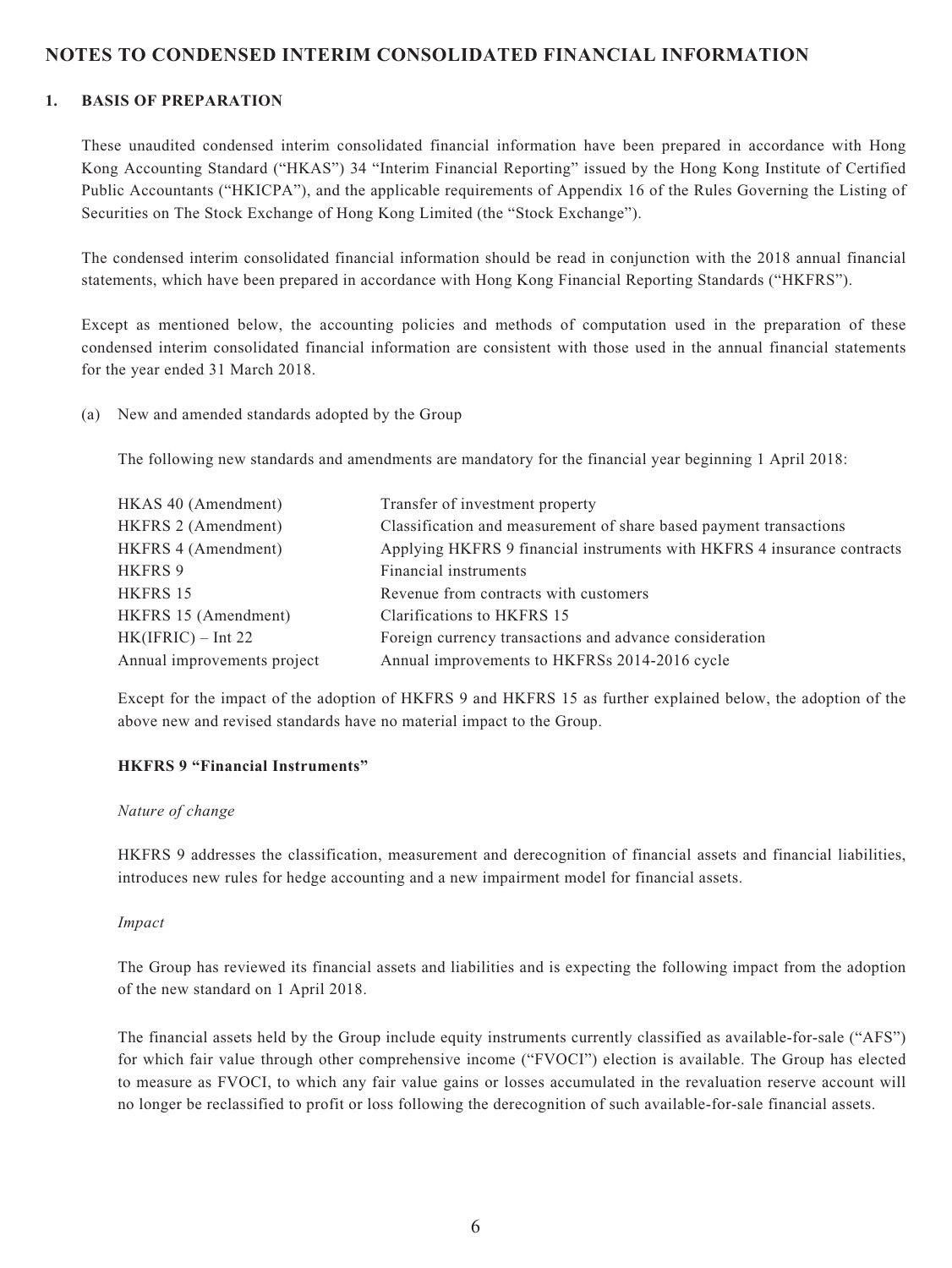## NOTES TO CONDENSED INTERIM CONSOLIDATED FINANCIAL INFORMATION

### 1. BASIS OF PREPARATION

These unaudited condensed interim consolidated financial information have been prepared in accordance with Hong Kong Accounting Standard ("HKAS") 34 "Interim Financial Reporting" issued by the Hong Kong Institute of Certified Public Accountants ("HKICPA"), and the applicable requirements of Appendix 16 of the Rules Governing the Listing of Securities on The Stock Exchange of Hong Kong Limited (the "Stock Exchange").

The condensed interim consolidated financial information should be read in conjunction with the 2018 annual financial statements, which have been prepared in accordance with Hong Kong Financial Reporting Standards ("HKFRS").

Except as mentioned below, the accounting policies and methods of computation used in the preparation of these condensed interim consolidated financial information are consistent with those used in the annual financial statements for the year ended 31 March 2018.

(a) New and amended standards adopted by the Group

The following new standards and amendments are mandatory for the financial year beginning 1 April 2018:

| | |
|---|---|
| HKAS 40 (Amendment) | Transfer of investment property |
| HKFRS 2 (Amendment) | Classification and measurement of share based payment transactions |
| HKFRS 4 (Amendment) | Applying HKFRS 9 financial instruments with HKFRS 4 insurance contracts |
| HKFRS 9 | Financial instruments |
| HKFRS 15 | Revenue from contracts with customers |
| HKFRS 15 (Amendment) | Clarifications to HKFRS 15 |
| HK(IFRIC) – Int 22 | Foreign currency transactions and advance consideration |
| Annual improvements project | Annual improvements to HKFRSs 2014-2016 cycle |

Except for the impact of the adoption of HKFRS 9 and HKFRS 15 as further explained below, the adoption of the above new and revised standards have no material impact to the Group.

**HKFRS 9 "Financial Instruments"**

*Nature of change*

HKFRS 9 addresses the classification, measurement and derecognition of financial assets and financial liabilities, introduces new rules for hedge accounting and a new impairment model for financial assets.

*Impact*

The Group has reviewed its financial assets and liabilities and is expecting the following impact from the adoption of the new standard on 1 April 2018.

The financial assets held by the Group include equity instruments currently classified as available-for-sale ("AFS") for which fair value through other comprehensive income ("FVOCI") election is available. The Group has elected to measure as FVOCI, to which any fair value gains or losses accumulated in the revaluation reserve account will no longer be reclassified to profit or loss following the derecognition of such available-for-sale financial assets.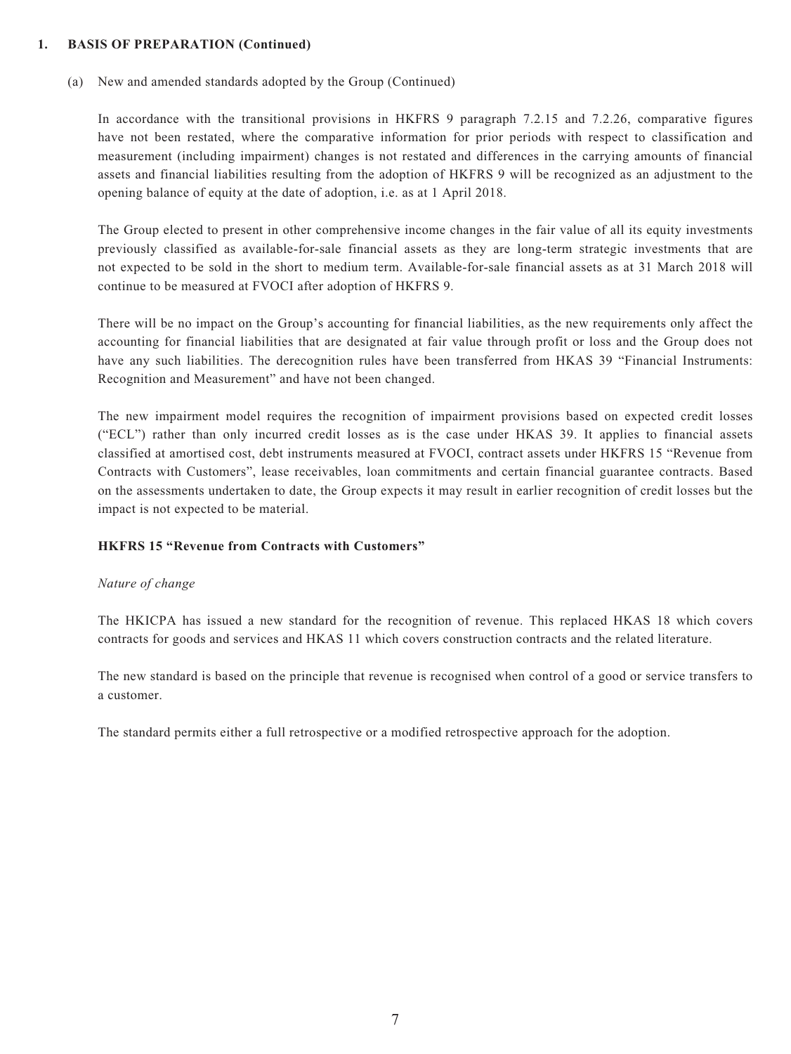## 1. BASIS OF PREPARATION (Continued)

(a) New and amended standards adopted by the Group (Continued)

In accordance with the transitional provisions in HKFRS 9 paragraph 7.2.15 and 7.2.26, comparative figures have not been restated, where the comparative information for prior periods with respect to classification and measurement (including impairment) changes is not restated and differences in the carrying amounts of financial assets and financial liabilities resulting from the adoption of HKFRS 9 will be recognized as an adjustment to the opening balance of equity at the date of adoption, i.e. as at 1 April 2018.

The Group elected to present in other comprehensive income changes in the fair value of all its equity investments previously classified as available-for-sale financial assets as they are long-term strategic investments that are not expected to be sold in the short to medium term. Available-for-sale financial assets as at 31 March 2018 will continue to be measured at FVOCI after adoption of HKFRS 9.

There will be no impact on the Group's accounting for financial liabilities, as the new requirements only affect the accounting for financial liabilities that are designated at fair value through profit or loss and the Group does not have any such liabilities. The derecognition rules have been transferred from HKAS 39 "Financial Instruments: Recognition and Measurement" and have not been changed.

The new impairment model requires the recognition of impairment provisions based on expected credit losses ("ECL") rather than only incurred credit losses as is the case under HKAS 39. It applies to financial assets classified at amortised cost, debt instruments measured at FVOCI, contract assets under HKFRS 15 "Revenue from Contracts with Customers", lease receivables, loan commitments and certain financial guarantee contracts. Based on the assessments undertaken to date, the Group expects it may result in earlier recognition of credit losses but the impact is not expected to be material.

**HKFRS 15 "Revenue from Contracts with Customers"**

*Nature of change*

The HKICPA has issued a new standard for the recognition of revenue. This replaced HKAS 18 which covers contracts for goods and services and HKAS 11 which covers construction contracts and the related literature.

The new standard is based on the principle that revenue is recognised when control of a good or service transfers to a customer.

The standard permits either a full retrospective or a modified retrospective approach for the adoption.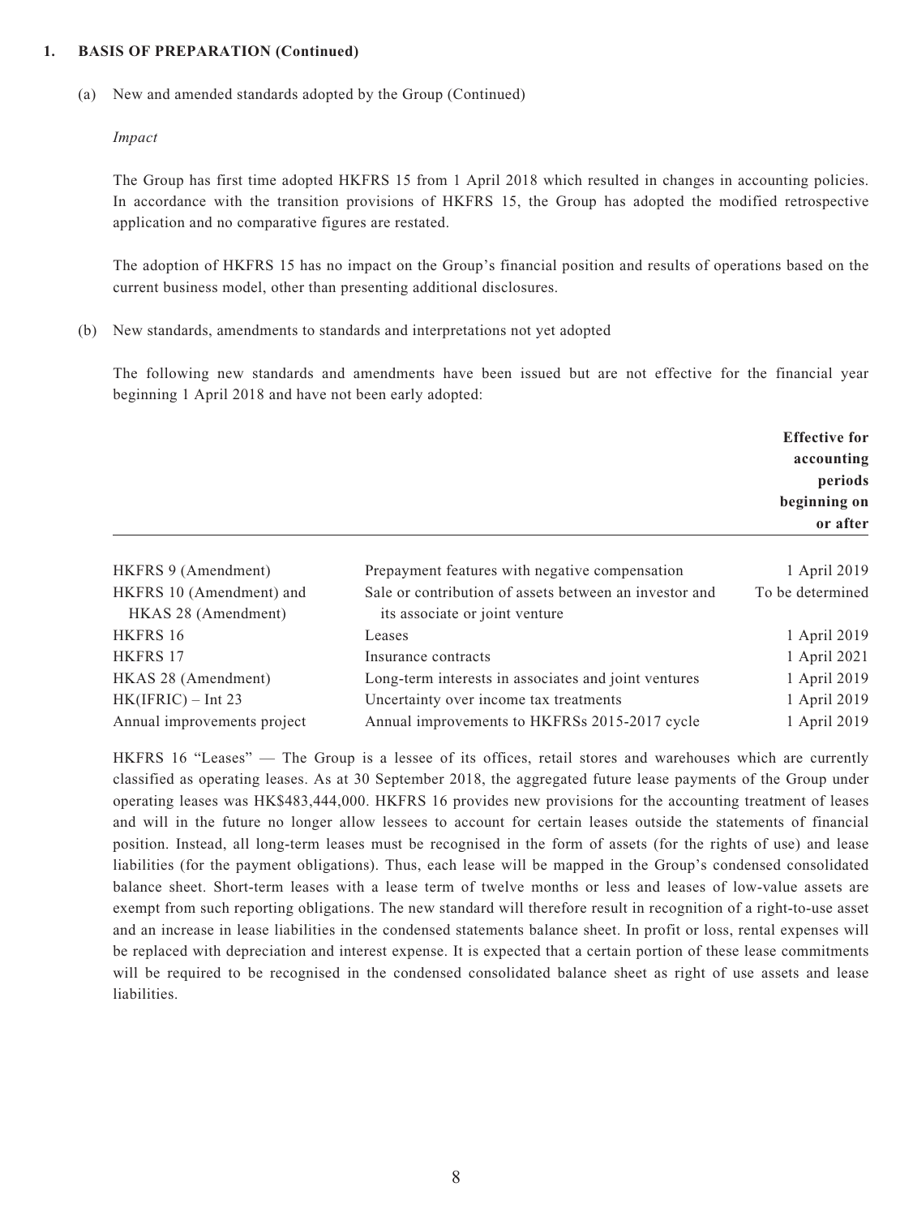## 1. BASIS OF PREPARATION (Continued)

(a) New and amended standards adopted by the Group (Continued)

*Impact*

The Group has first time adopted HKFRS 15 from 1 April 2018 which resulted in changes in accounting policies. In accordance with the transition provisions of HKFRS 15, the Group has adopted the modified retrospective application and no comparative figures are restated.

The adoption of HKFRS 15 has no impact on the Group's financial position and results of operations based on the current business model, other than presenting additional disclosures.

(b) New standards, amendments to standards and interpretations not yet adopted

The following new standards and amendments have been issued but are not effective for the financial year beginning 1 April 2018 and have not been early adopted:

| | | **Effective for accounting periods beginning on or after** |
|---|---|---|
| HKFRS 9 (Amendment) | Prepayment features with negative compensation | 1 April 2019 |
| HKFRS 10 (Amendment) and HKAS 28 (Amendment) | Sale or contribution of assets between an investor and its associate or joint venture | To be determined |
| HKFRS 16 | Leases | 1 April 2019 |
| HKFRS 17 | Insurance contracts | 1 April 2021 |
| HKAS 28 (Amendment) | Long-term interests in associates and joint ventures | 1 April 2019 |
| HK(IFRIC) – Int 23 | Uncertainty over income tax treatments | 1 April 2019 |
| Annual improvements project | Annual improvements to HKFRSs 2015-2017 cycle | 1 April 2019 |

HKFRS 16 "Leases" — The Group is a lessee of its offices, retail stores and warehouses which are currently classified as operating leases. As at 30 September 2018, the aggregated future lease payments of the Group under operating leases was HK$483,444,000. HKFRS 16 provides new provisions for the accounting treatment of leases and will in the future no longer allow lessees to account for certain leases outside the statements of financial position. Instead, all long-term leases must be recognised in the form of assets (for the rights of use) and lease liabilities (for the payment obligations). Thus, each lease will be mapped in the Group's condensed consolidated balance sheet. Short-term leases with a lease term of twelve months or less and leases of low-value assets are exempt from such reporting obligations. The new standard will therefore result in recognition of a right-to-use asset and an increase in lease liabilities in the condensed statements balance sheet. In profit or loss, rental expenses will be replaced with depreciation and interest expense. It is expected that a certain portion of these lease commitments will be required to be recognised in the condensed consolidated balance sheet as right of use assets and lease liabilities.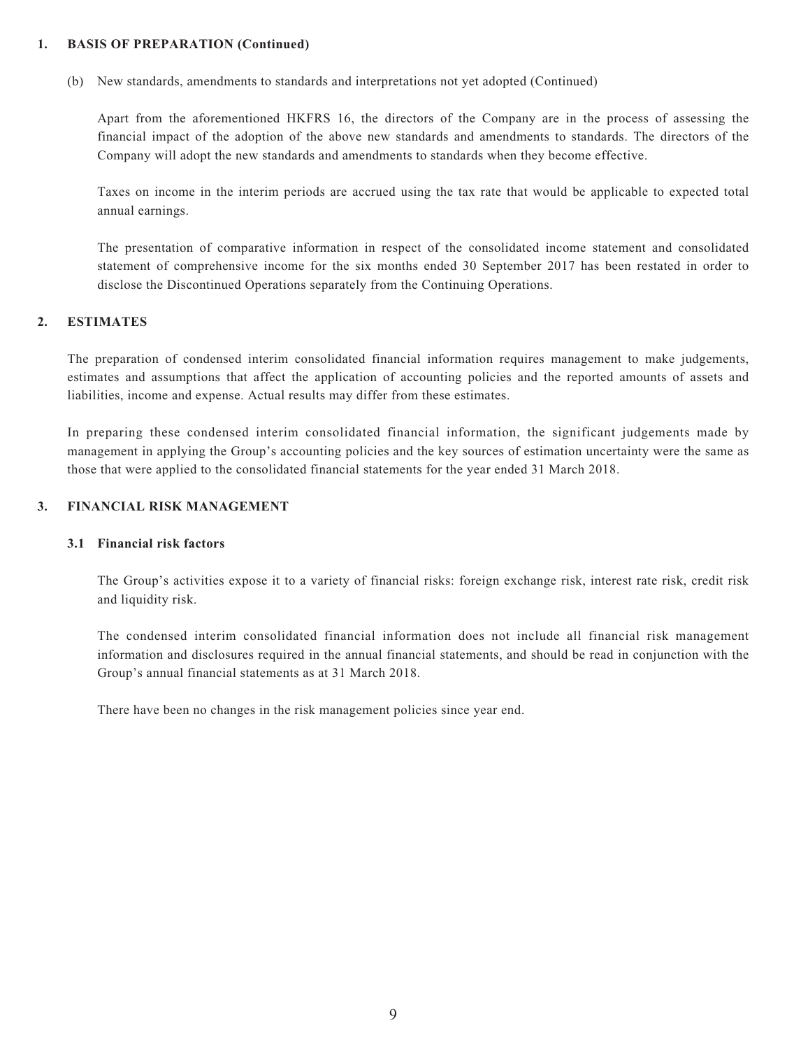## 1. BASIS OF PREPARATION (Continued)

(b) New standards, amendments to standards and interpretations not yet adopted (Continued)

Apart from the aforementioned HKFRS 16, the directors of the Company are in the process of assessing the financial impact of the adoption of the above new standards and amendments to standards. The directors of the Company will adopt the new standards and amendments to standards when they become effective.

Taxes on income in the interim periods are accrued using the tax rate that would be applicable to expected total annual earnings.

The presentation of comparative information in respect of the consolidated income statement and consolidated statement of comprehensive income for the six months ended 30 September 2017 has been restated in order to disclose the Discontinued Operations separately from the Continuing Operations.

## 2. ESTIMATES

The preparation of condensed interim consolidated financial information requires management to make judgements, estimates and assumptions that affect the application of accounting policies and the reported amounts of assets and liabilities, income and expense. Actual results may differ from these estimates.

In preparing these condensed interim consolidated financial information, the significant judgements made by management in applying the Group's accounting policies and the key sources of estimation uncertainty were the same as those that were applied to the consolidated financial statements for the year ended 31 March 2018.

## 3. FINANCIAL RISK MANAGEMENT

### 3.1 Financial risk factors

The Group's activities expose it to a variety of financial risks: foreign exchange risk, interest rate risk, credit risk and liquidity risk.

The condensed interim consolidated financial information does not include all financial risk management information and disclosures required in the annual financial statements, and should be read in conjunction with the Group's annual financial statements as at 31 March 2018.

There have been no changes in the risk management policies since year end.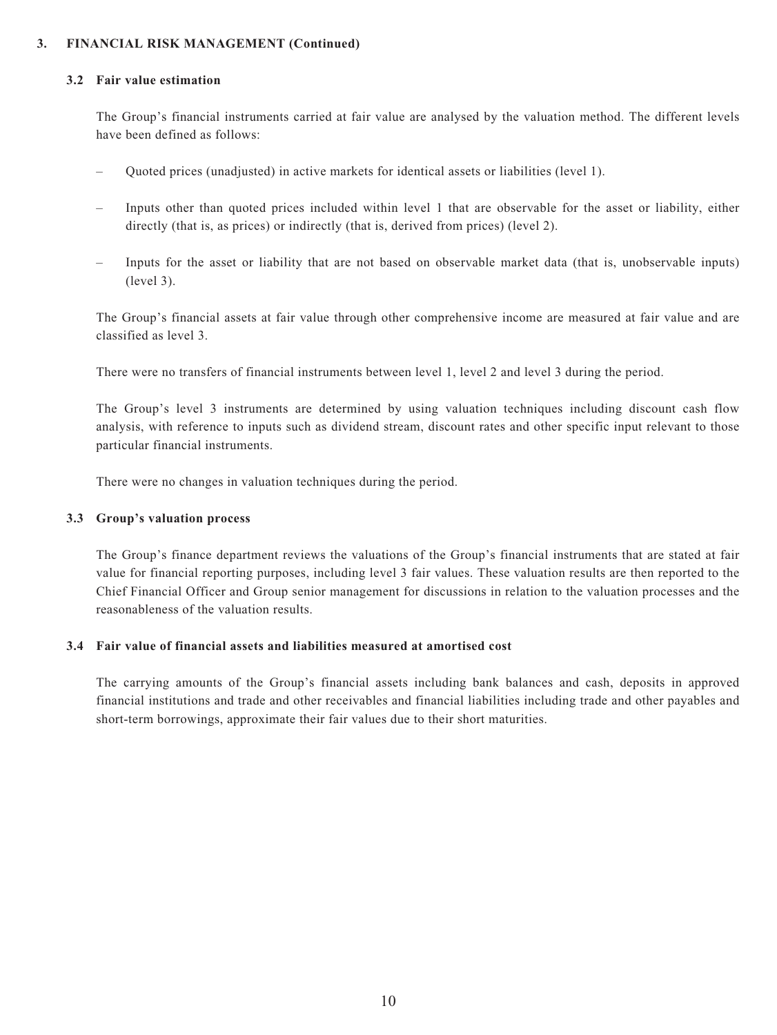## 3. FINANCIAL RISK MANAGEMENT (Continued)

### 3.2 Fair value estimation

The Group's financial instruments carried at fair value are analysed by the valuation method. The different levels have been defined as follows:

- Quoted prices (unadjusted) in active markets for identical assets or liabilities (level 1).
- Inputs other than quoted prices included within level 1 that are observable for the asset or liability, either directly (that is, as prices) or indirectly (that is, derived from prices) (level 2).
- Inputs for the asset or liability that are not based on observable market data (that is, unobservable inputs) (level 3).

The Group's financial assets at fair value through other comprehensive income are measured at fair value and are classified as level 3.

There were no transfers of financial instruments between level 1, level 2 and level 3 during the period.

The Group's level 3 instruments are determined by using valuation techniques including discount cash flow analysis, with reference to inputs such as dividend stream, discount rates and other specific input relevant to those particular financial instruments.

There were no changes in valuation techniques during the period.

### 3.3 Group's valuation process

The Group's finance department reviews the valuations of the Group's financial instruments that are stated at fair value for financial reporting purposes, including level 3 fair values. These valuation results are then reported to the Chief Financial Officer and Group senior management for discussions in relation to the valuation processes and the reasonableness of the valuation results.

### 3.4 Fair value of financial assets and liabilities measured at amortised cost

The carrying amounts of the Group's financial assets including bank balances and cash, deposits in approved financial institutions and trade and other receivables and financial liabilities including trade and other payables and short-term borrowings, approximate their fair values due to their short maturities.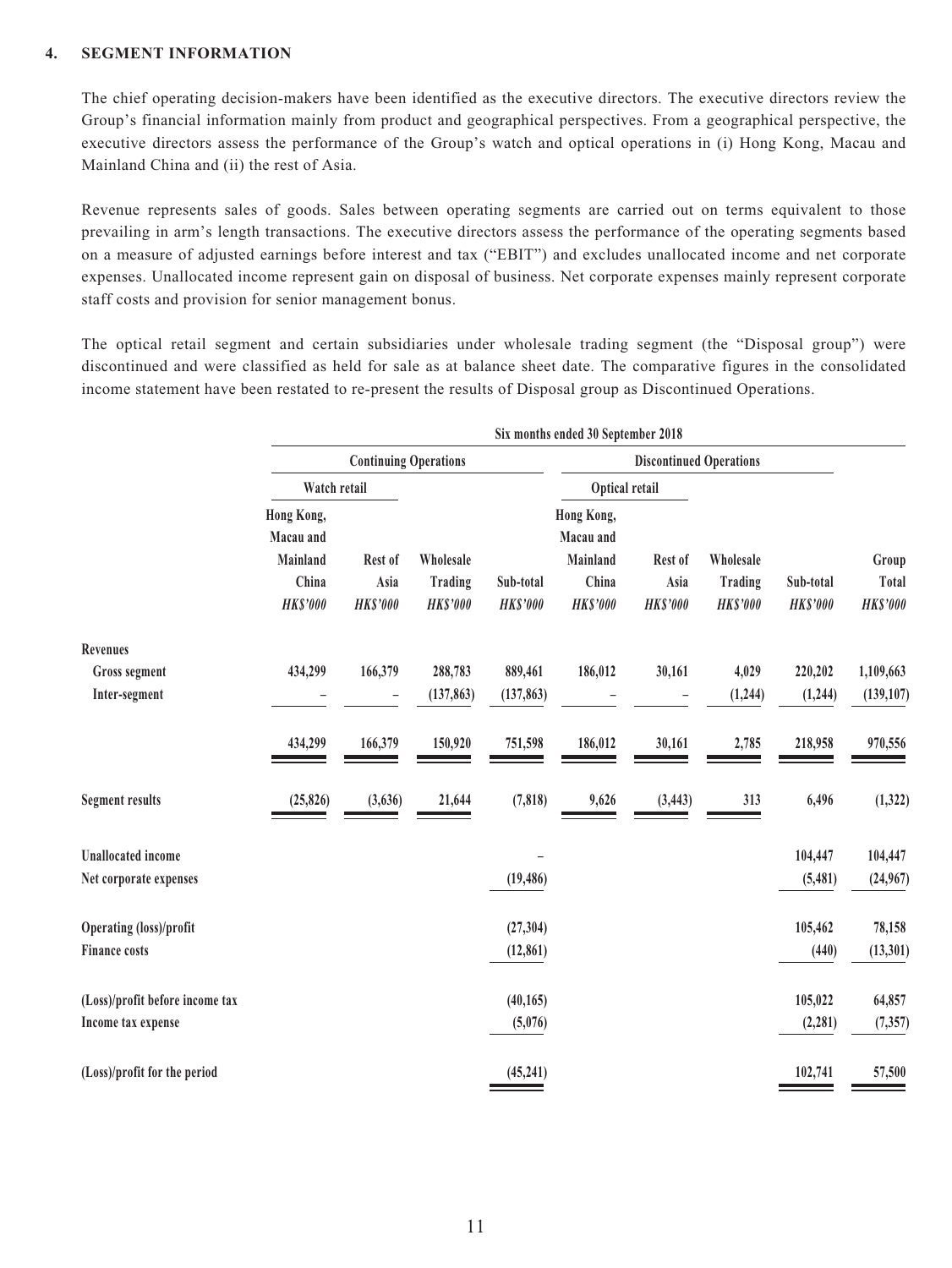### 4. SEGMENT INFORMATION

The chief operating decision-makers have been identified as the executive directors. The executive directors review the Group's financial information mainly from product and geographical perspectives. From a geographical perspective, the executive directors assess the performance of the Group's watch and optical operations in (i) Hong Kong, Macau and Mainland China and (ii) the rest of Asia.

Revenue represents sales of goods. Sales between operating segments are carried out on terms equivalent to those prevailing in arm's length transactions. The executive directors assess the performance of the operating segments based on a measure of adjusted earnings before interest and tax ("EBIT") and excludes unallocated income and net corporate expenses. Unallocated income represent gain on disposal of business. Net corporate expenses mainly represent corporate staff costs and provision for senior management bonus.

The optical retail segment and certain subsidiaries under wholesale trading segment (the "Disposal group") were discontinued and were classified as held for sale as at balance sheet date. The comparative figures in the consolidated income statement have been restated to re-present the results of Disposal group as Discontinued Operations.

| | Six months ended 30 September 2018 | | | | | | | | |
|---|---|---|---|---|---|---|---|---|---|
| | Continuing Operations | | | | Discontinued Operations | | | | |
| | Watch retail | | | | Optical retail | | | | |
| | Hong Kong, Macau and Mainland China | Rest of Asia | Wholesale Trading | Sub-total | Hong Kong, Macau and Mainland China | Rest of Asia | Wholesale Trading | Sub-total | Group Total |
| | *HK$'000* | *HK$'000* | *HK$'000* | *HK$'000* | *HK$'000* | *HK$'000* | *HK$'000* | *HK$'000* | *HK$'000* |
| **Revenues** | | | | | | | | | |
| Gross segment | 434,299 | 166,379 | 288,783 | 889,461 | 186,012 | 30,161 | 4,029 | 220,202 | 1,109,663 |
| Inter-segment | – | – | (137,863) | (137,863) | – | – | (1,244) | (1,244) | (139,107) |
| | 434,299 | 166,379 | 150,920 | 751,598 | 186,012 | 30,161 | 2,785 | 218,958 | 970,556 |
| **Segment results** | (25,826) | (3,636) | 21,644 | (7,818) | 9,626 | (3,443) | 313 | 6,496 | (1,322) |
| Unallocated income | | | | – | | | | 104,447 | 104,447 |
| Net corporate expenses | | | | (19,486) | | | | (5,481) | (24,967) |
| Operating (loss)/profit | | | | (27,304) | | | | 105,462 | 78,158 |
| Finance costs | | | | (12,861) | | | | (440) | (13,301) |
| (Loss)/profit before income tax | | | | (40,165) | | | | 105,022 | 64,857 |
| Income tax expense | | | | (5,076) | | | | (2,281) | (7,357) |
| (Loss)/profit for the period | | | | (45,241) | | | | 102,741 | 57,500 |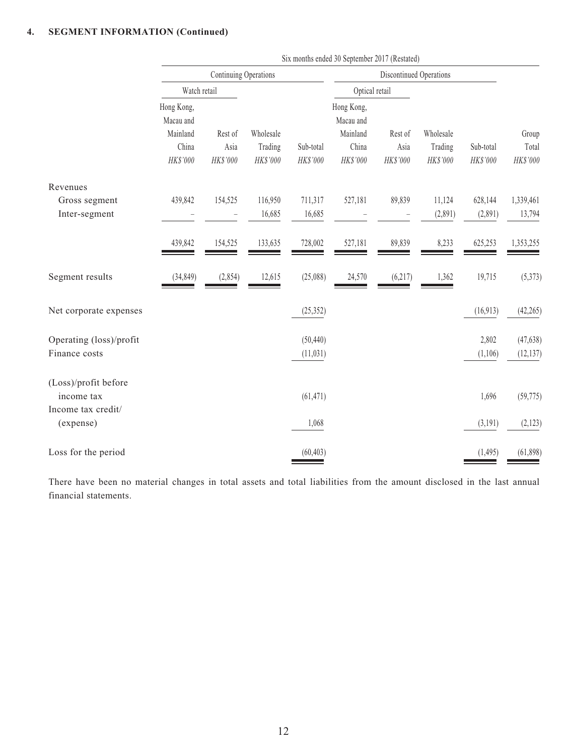#### 4. SEGMENT INFORMATION (Continued)

| | Six months ended 30 September 2017 (Restated) | | | | | | | | |
|---|---|---|---|---|---|---|---|---|---|
| | Continuing Operations | | | | Discontinued Operations | | | | |
| | Watch retail | | | | Optical retail | | | | |
| | Hong Kong, Macau and Mainland China | Rest of Asia | Wholesale Trading | Sub-total | Hong Kong, Macau and Mainland China | Rest of Asia | Wholesale Trading | Sub-total | Group Total |
| | HK$'000 | HK$'000 | HK$'000 | HK$'000 | HK$'000 | HK$'000 | HK$'000 | HK$'000 | HK$'000 |
| Revenues | | | | | | | | | |
| Gross segment | 439,842 | 154,525 | 116,950 | 711,317 | 527,181 | 89,839 | 11,124 | 628,144 | 1,339,461 |
| Inter-segment | – | – | 16,685 | 16,685 | – | – | (2,891) | (2,891) | 13,794 |
| | 439,842 | 154,525 | 133,635 | 728,002 | 527,181 | 89,839 | 8,233 | 625,253 | 1,353,255 |
| Segment results | (34,849) | (2,854) | 12,615 | (25,088) | 24,570 | (6,217) | 1,362 | 19,715 | (5,373) |
| Net corporate expenses | | | | (25,352) | | | | (16,913) | (42,265) |
| Operating (loss)/profit | | | | (50,440) | | | | 2,802 | (47,638) |
| Finance costs | | | | (11,031) | | | | (1,106) | (12,137) |
| (Loss)/profit before income tax | | | | (61,471) | | | | 1,696 | (59,775) |
| Income tax credit/ (expense) | | | | 1,068 | | | | (3,191) | (2,123) |
| Loss for the period | | | | (60,403) | | | | (1,495) | (61,898) |

There have been no material changes in total assets and total liabilities from the amount disclosed in the last annual financial statements.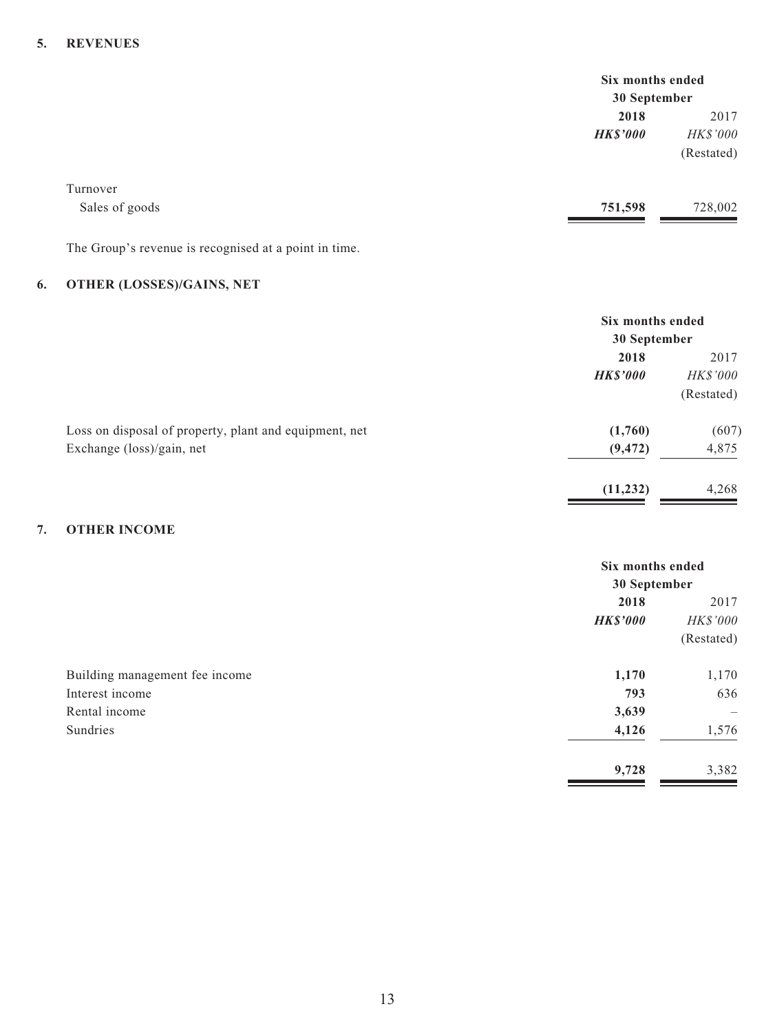## 5. REVENUES

| | Six months ended 30 September | |
|---|---|---|
| | **2018** | 2017 |
| | ***HK$'000*** | *HK$'000* |
| | | (Restated) |
| Turnover | | |
| Sales of goods | **751,598** | 728,002 |

The Group's revenue is recognised at a point in time.

## 6. OTHER (LOSSES)/GAINS, NET

| | Six months ended 30 September | |
|---|---|---|
| | **2018** | 2017 |
| | ***HK$'000*** | *HK$'000* |
| | | (Restated) |
| Loss on disposal of property, plant and equipment, net | **(1,760)** | (607) |
| Exchange (loss)/gain, net | **(9,472)** | 4,875 |
| | **(11,232)** | 4,268 |

## 7. OTHER INCOME

| | Six months ended 30 September | |
|---|---|---|
| | **2018** | 2017 |
| | ***HK$'000*** | *HK$'000* |
| | | (Restated) |
| Building management fee income | **1,170** | 1,170 |
| Interest income | **793** | 636 |
| Rental income | **3,639** | – |
| Sundries | **4,126** | 1,576 |
| | **9,728** | 3,382 |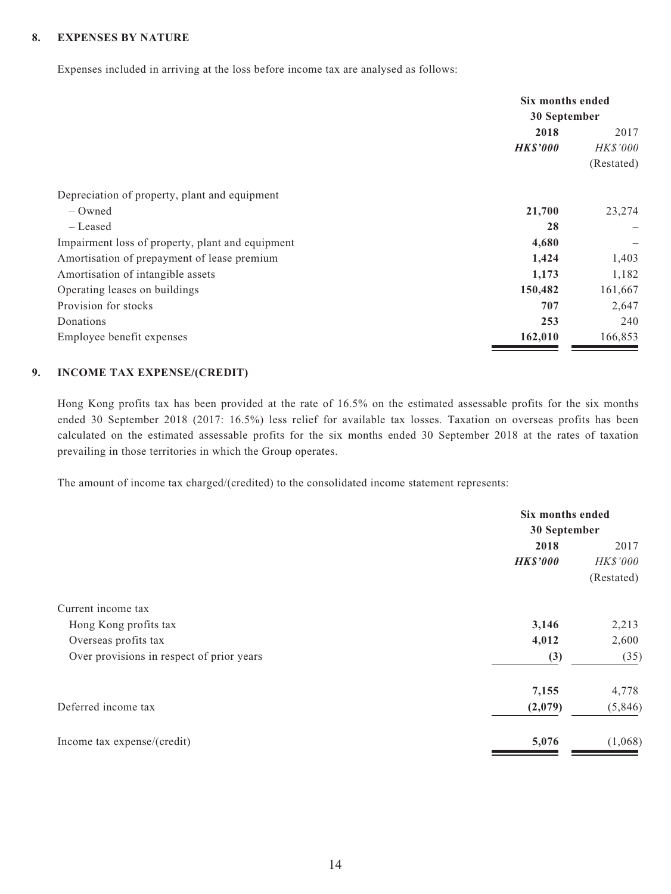## 8. EXPENSES BY NATURE

Expenses included in arriving at the loss before income tax are analysed as follows:

| | Six months ended 30 September | |
|---|---|---|
| | **2018** | 2017 |
| | ***HK$'000*** | *HK$'000* |
| | | (Restated) |
| Depreciation of property, plant and equipment | | |
| – Owned | **21,700** | 23,274 |
| – Leased | **28** | – |
| Impairment loss of property, plant and equipment | **4,680** | – |
| Amortisation of prepayment of lease premium | **1,424** | 1,403 |
| Amortisation of intangible assets | **1,173** | 1,182 |
| Operating leases on buildings | **150,482** | 161,667 |
| Provision for stocks | **707** | 2,647 |
| Donations | **253** | 240 |
| Employee benefit expenses | **162,010** | 166,853 |

## 9. INCOME TAX EXPENSE/(CREDIT)

Hong Kong profits tax has been provided at the rate of 16.5% on the estimated assessable profits for the six months ended 30 September 2018 (2017: 16.5%) less relief for available tax losses. Taxation on overseas profits has been calculated on the estimated assessable profits for the six months ended 30 September 2018 at the rates of taxation prevailing in those territories in which the Group operates.

The amount of income tax charged/(credited) to the consolidated income statement represents:

| | Six months ended 30 September | |
|---|---|---|
| | **2018** | 2017 |
| | ***HK$'000*** | *HK$'000* |
| | | (Restated) |
| Current income tax | | |
| Hong Kong profits tax | **3,146** | 2,213 |
| Overseas profits tax | **4,012** | 2,600 |
| Over provisions in respect of prior years | **(3)** | (35) |
| | **7,155** | 4,778 |
| Deferred income tax | **(2,079)** | (5,846) |
| Income tax expense/(credit) | **5,076** | (1,068) |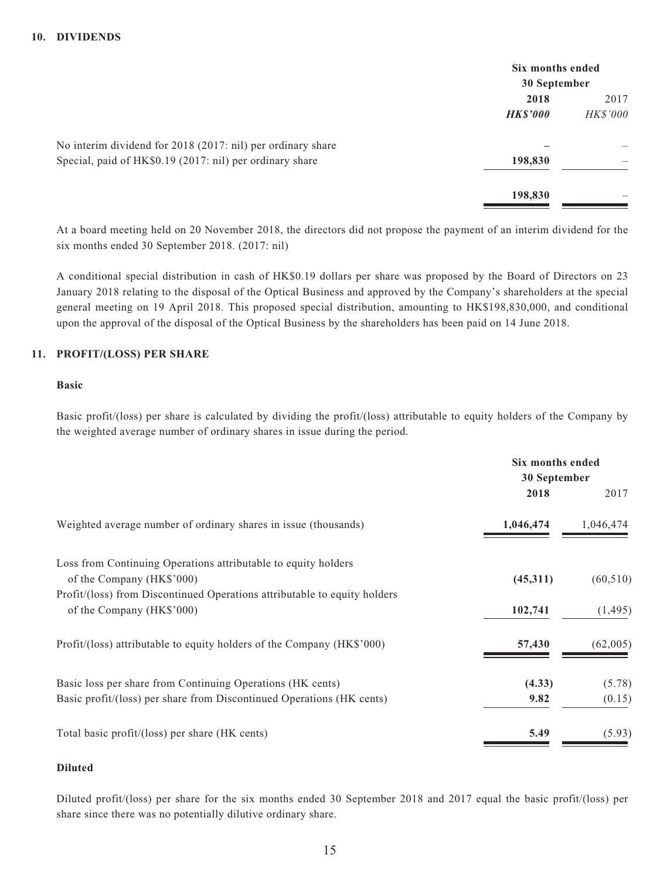## 10. DIVIDENDS

| | Six months ended 30 September | |
|---|---|---|
| | **2018** | 2017 |
| | ***HK$'000*** | *HK$'000* |
| No interim dividend for 2018 (2017: nil) per ordinary share | **–** | – |
| Special, paid of HK$0.19 (2017: nil) per ordinary share | **198,830** | – |
| | **198,830** | – |

At a board meeting held on 20 November 2018, the directors did not propose the payment of an interim dividend for the six months ended 30 September 2018. (2017: nil)

A conditional special distribution in cash of HK$0.19 dollars per share was proposed by the Board of Directors on 23 January 2018 relating to the disposal of the Optical Business and approved by the Company's shareholders at the special general meeting on 19 April 2018. This proposed special distribution, amounting to HK$198,830,000, and conditional upon the approval of the disposal of the Optical Business by the shareholders has been paid on 14 June 2018.

## 11. PROFIT/(LOSS) PER SHARE

### Basic

Basic profit/(loss) per share is calculated by dividing the profit/(loss) attributable to equity holders of the Company by the weighted average number of ordinary shares in issue during the period.

| | Six months ended 30 September | |
|---|---|---|
| | **2018** | 2017 |
| Weighted average number of ordinary shares in issue (thousands) | **1,046,474** | 1,046,474 |
| Loss from Continuing Operations attributable to equity holders of the Company (HK$'000) | **(45,311)** | (60,510) |
| Profit/(loss) from Discontinued Operations attributable to equity holders of the Company (HK$'000) | **102,741** | (1,495) |
| Profit/(loss) attributable to equity holders of the Company (HK$'000) | **57,430** | (62,005) |
| Basic loss per share from Continuing Operations (HK cents) | **(4.33)** | (5.78) |
| Basic profit/(loss) per share from Discontinued Operations (HK cents) | **9.82** | (0.15) |
| Total basic profit/(loss) per share (HK cents) | **5.49** | (5.93) |

### Diluted

Diluted profit/(loss) per share for the six months ended 30 September 2018 and 2017 equal the basic profit/(loss) per share since there was no potentially dilutive ordinary share.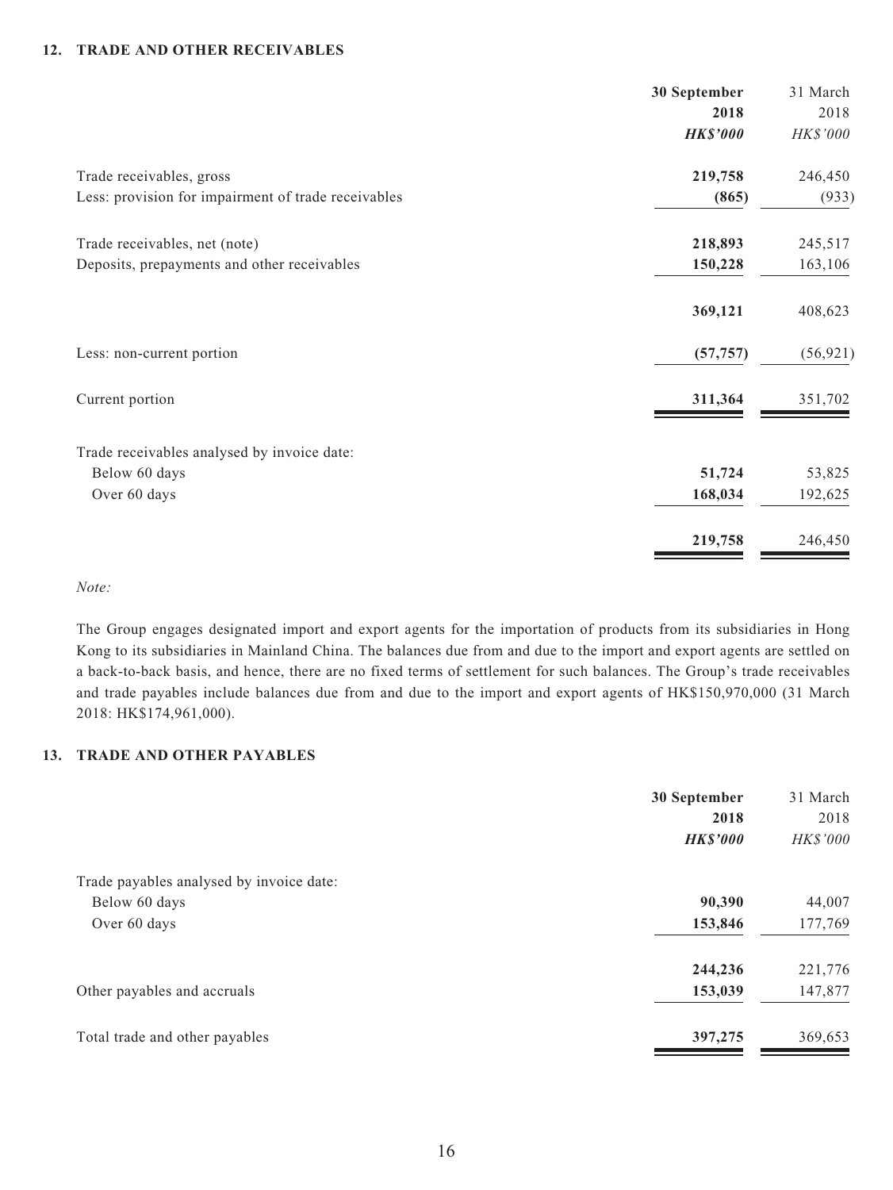## 12. TRADE AND OTHER RECEIVABLES

| | 30 September 2018 | 31 March 2018 |
|---|---|---|
| | ***HK$'000*** | *HK$'000* |
| Trade receivables, gross | **219,758** | 246,450 |
| Less: provision for impairment of trade receivables | **(865)** | (933) |
| Trade receivables, net (note) | **218,893** | 245,517 |
| Deposits, prepayments and other receivables | **150,228** | 163,106 |
| | **369,121** | 408,623 |
| Less: non-current portion | **(57,757)** | (56,921) |
| Current portion | **311,364** | 351,702 |
| Trade receivables analysed by invoice date: | | |
| Below 60 days | **51,724** | 53,825 |
| Over 60 days | **168,034** | 192,625 |
| | **219,758** | 246,450 |

*Note:*

The Group engages designated import and export agents for the importation of products from its subsidiaries in Hong Kong to its subsidiaries in Mainland China. The balances due from and due to the import and export agents are settled on a back-to-back basis, and hence, there are no fixed terms of settlement for such balances. The Group's trade receivables and trade payables include balances due from and due to the import and export agents of HK$150,970,000 (31 March 2018: HK$174,961,000).

## 13. TRADE AND OTHER PAYABLES

| | 30 September 2018 | 31 March 2018 |
|---|---|---|
| | ***HK$'000*** | *HK$'000* |
| Trade payables analysed by invoice date: | | |
| Below 60 days | **90,390** | 44,007 |
| Over 60 days | **153,846** | 177,769 |
| | **244,236** | 221,776 |
| Other payables and accruals | **153,039** | 147,877 |
| Total trade and other payables | **397,275** | 369,653 |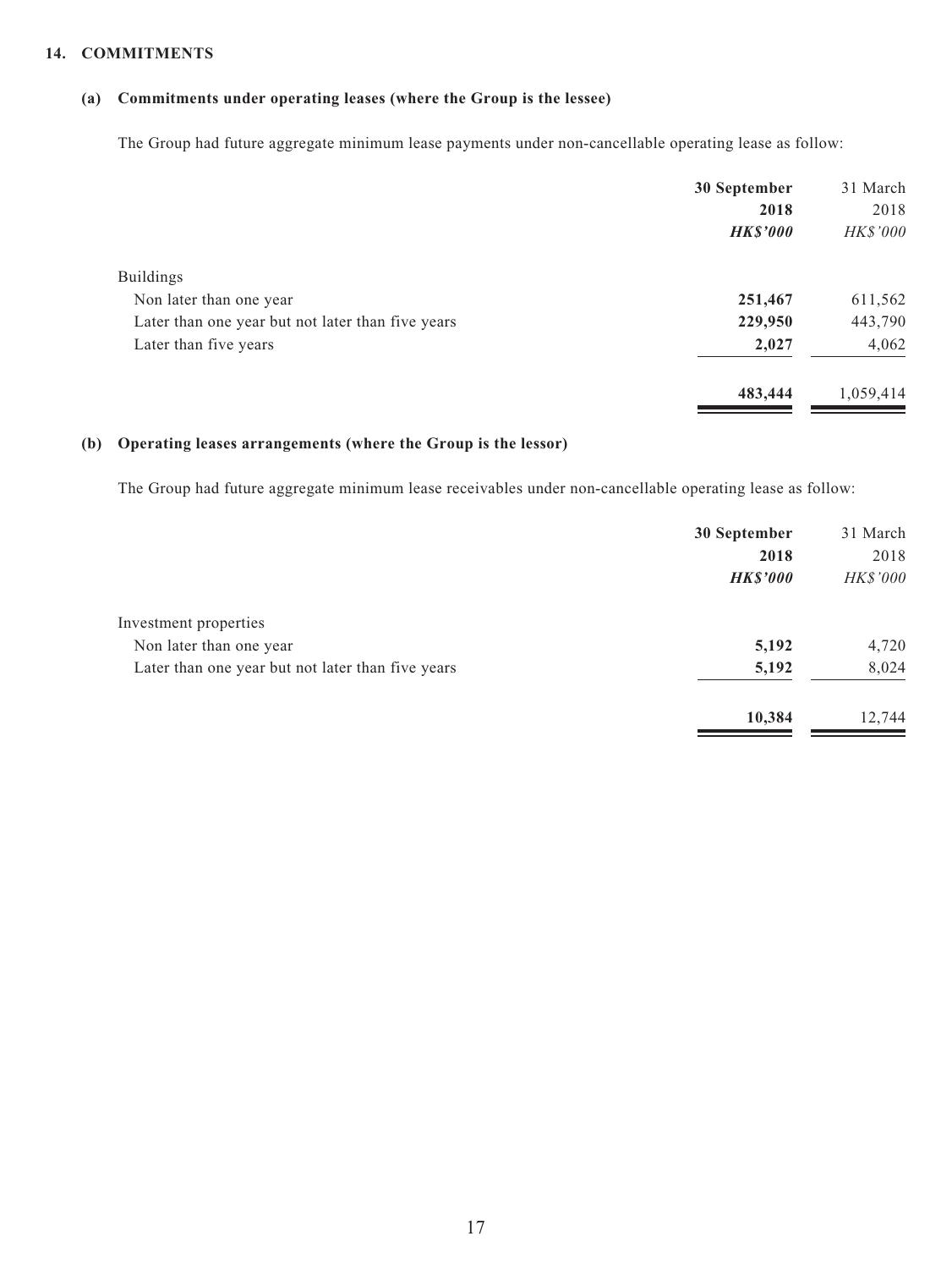## 14. COMMITMENTS

### (a) Commitments under operating leases (where the Group is the lessee)

The Group had future aggregate minimum lease payments under non-cancellable operating lease as follow:

| | **30 September 2018** | 31 March 2018 |
|---|---|---|
| | ***HK$'000*** | *HK$'000* |
| Buildings | | |
| Non later than one year | **251,467** | 611,562 |
| Later than one year but not later than five years | **229,950** | 443,790 |
| Later than five years | **2,027** | 4,062 |
| | **483,444** | 1,059,414 |

### (b) Operating leases arrangements (where the Group is the lessor)

The Group had future aggregate minimum lease receivables under non-cancellable operating lease as follow:

| | **30 September 2018** | 31 March 2018 |
|---|---|---|
| | ***HK$'000*** | *HK$'000* |
| Investment properties | | |
| Non later than one year | **5,192** | 4,720 |
| Later than one year but not later than five years | **5,192** | 8,024 |
| | **10,384** | 12,744 |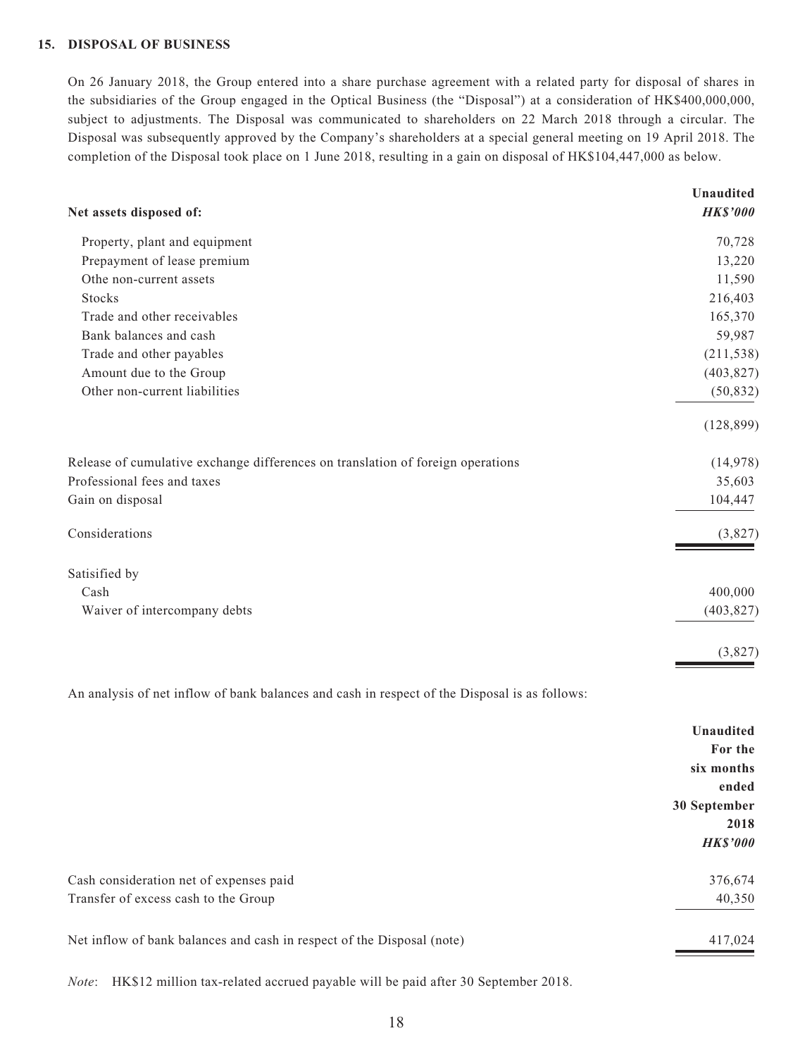### 15. DISPOSAL OF BUSINESS

On 26 January 2018, the Group entered into a share purchase agreement with a related party for disposal of shares in the subsidiaries of the Group engaged in the Optical Business (the "Disposal") at a consideration of HK$400,000,000, subject to adjustments. The Disposal was communicated to shareholders on 22 March 2018 through a circular. The Disposal was subsequently approved by the Company's shareholders at a special general meeting on 19 April 2018. The completion of the Disposal took place on 1 June 2018, resulting in a gain on disposal of HK$104,447,000 as below.

| | **Unaudited** |
|---|---|
| **Net assets disposed of:** | ***HK$'000*** |
| Property, plant and equipment | 70,728 |
| Prepayment of lease premium | 13,220 |
| Othe non-current assets | 11,590 |
| Stocks | 216,403 |
| Trade and other receivables | 165,370 |
| Bank balances and cash | 59,987 |
| Trade and other payables | (211,538) |
| Amount due to the Group | (403,827) |
| Other non-current liabilities | (50,832) |
| | (128,899) |
| Release of cumulative exchange differences on translation of foreign operations | (14,978) |
| Professional fees and taxes | 35,603 |
| Gain on disposal | 104,447 |
| Considerations | (3,827) |
| Satisified by | |
| Cash | 400,000 |
| Waiver of intercompany debts | (403,827) |
| | (3,827) |

An analysis of net inflow of bank balances and cash in respect of the Disposal is as follows:

| | **Unaudited For the six months ended 30 September 2018** ***HK$'000*** |
|---|---|
| Cash consideration net of expenses paid | 376,674 |
| Transfer of excess cash to the Group | 40,350 |
| Net inflow of bank balances and cash in respect of the Disposal (note) | 417,024 |

*Note*: HK$12 million tax-related accrued payable will be paid after 30 September 2018.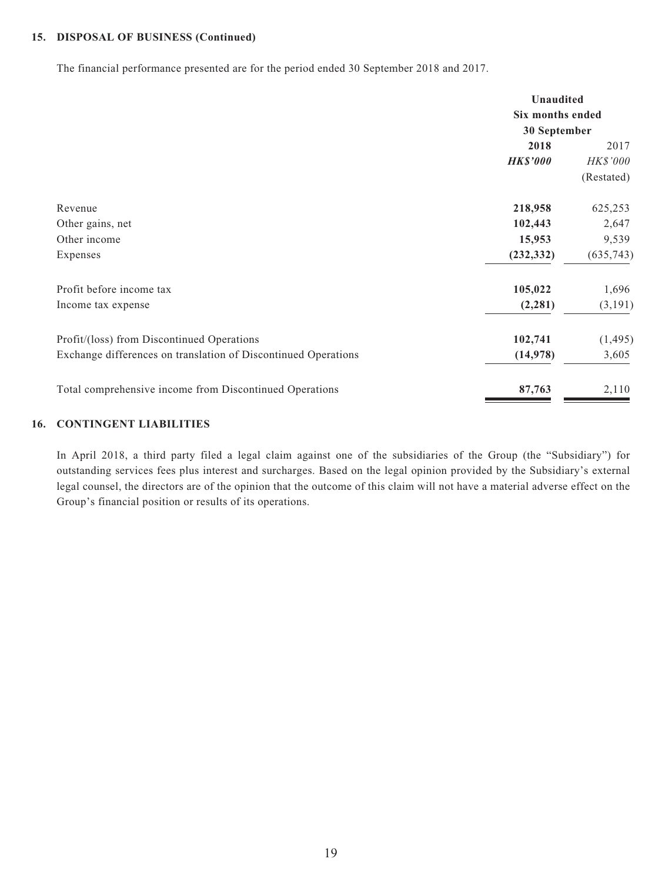## 15. DISPOSAL OF BUSINESS (Continued)

The financial performance presented are for the period ended 30 September 2018 and 2017.

| | Unaudited | |
|---|---|---|
| | Six months ended | |
| | 30 September | |
| | **2018** | 2017 |
| | ***HK$'000*** | *HK$'000* |
| | | (Restated) |
| Revenue | **218,958** | 625,253 |
| Other gains, net | **102,443** | 2,647 |
| Other income | **15,953** | 9,539 |
| Expenses | **(232,332)** | (635,743) |
| Profit before income tax | **105,022** | 1,696 |
| Income tax expense | **(2,281)** | (3,191) |
| Profit/(loss) from Discontinued Operations | **102,741** | (1,495) |
| Exchange differences on translation of Discontinued Operations | **(14,978)** | 3,605 |
| Total comprehensive income from Discontinued Operations | **87,763** | 2,110 |

## 16. CONTINGENT LIABILITIES

In April 2018, a third party filed a legal claim against one of the subsidiaries of the Group (the "Subsidiary") for outstanding services fees plus interest and surcharges. Based on the legal opinion provided by the Subsidiary's external legal counsel, the directors are of the opinion that the outcome of this claim will not have a material adverse effect on the Group's financial position or results of its operations.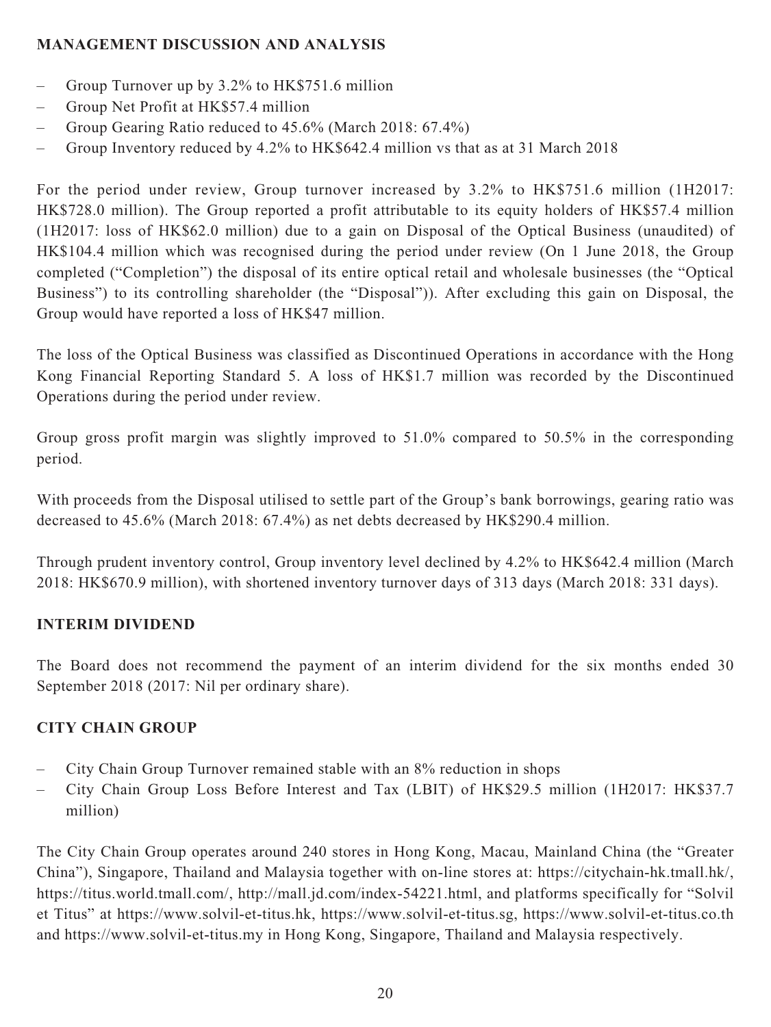## MANAGEMENT DISCUSSION AND ANALYSIS

- Group Turnover up by 3.2% to HK$751.6 million
- Group Net Profit at HK$57.4 million
- Group Gearing Ratio reduced to 45.6% (March 2018: 67.4%)
- Group Inventory reduced by 4.2% to HK$642.4 million vs that as at 31 March 2018

For the period under review, Group turnover increased by 3.2% to HK$751.6 million (1H2017: HK$728.0 million). The Group reported a profit attributable to its equity holders of HK$57.4 million (1H2017: loss of HK$62.0 million) due to a gain on Disposal of the Optical Business (unaudited) of HK$104.4 million which was recognised during the period under review (On 1 June 2018, the Group completed ("Completion") the disposal of its entire optical retail and wholesale businesses (the "Optical Business") to its controlling shareholder (the "Disposal")). After excluding this gain on Disposal, the Group would have reported a loss of HK$47 million.

The loss of the Optical Business was classified as Discontinued Operations in accordance with the Hong Kong Financial Reporting Standard 5. A loss of HK$1.7 million was recorded by the Discontinued Operations during the period under review.

Group gross profit margin was slightly improved to 51.0% compared to 50.5% in the corresponding period.

With proceeds from the Disposal utilised to settle part of the Group's bank borrowings, gearing ratio was decreased to 45.6% (March 2018: 67.4%) as net debts decreased by HK$290.4 million.

Through prudent inventory control, Group inventory level declined by 4.2% to HK$642.4 million (March 2018: HK$670.9 million), with shortened inventory turnover days of 313 days (March 2018: 331 days).

## INTERIM DIVIDEND

The Board does not recommend the payment of an interim dividend for the six months ended 30 September 2018 (2017: Nil per ordinary share).

## CITY CHAIN GROUP

- City Chain Group Turnover remained stable with an 8% reduction in shops
- City Chain Group Loss Before Interest and Tax (LBIT) of HK$29.5 million (1H2017: HK$37.7 million)

The City Chain Group operates around 240 stores in Hong Kong, Macau, Mainland China (the "Greater China"), Singapore, Thailand and Malaysia together with on-line stores at: https://citychain-hk.tmall.hk/, https://titus.world.tmall.com/, http://mall.jd.com/index-54221.html, and platforms specifically for "Solvil et Titus" at https://www.solvil-et-titus.hk, https://www.solvil-et-titus.sg, https://www.solvil-et-titus.co.th and https://www.solvil-et-titus.my in Hong Kong, Singapore, Thailand and Malaysia respectively.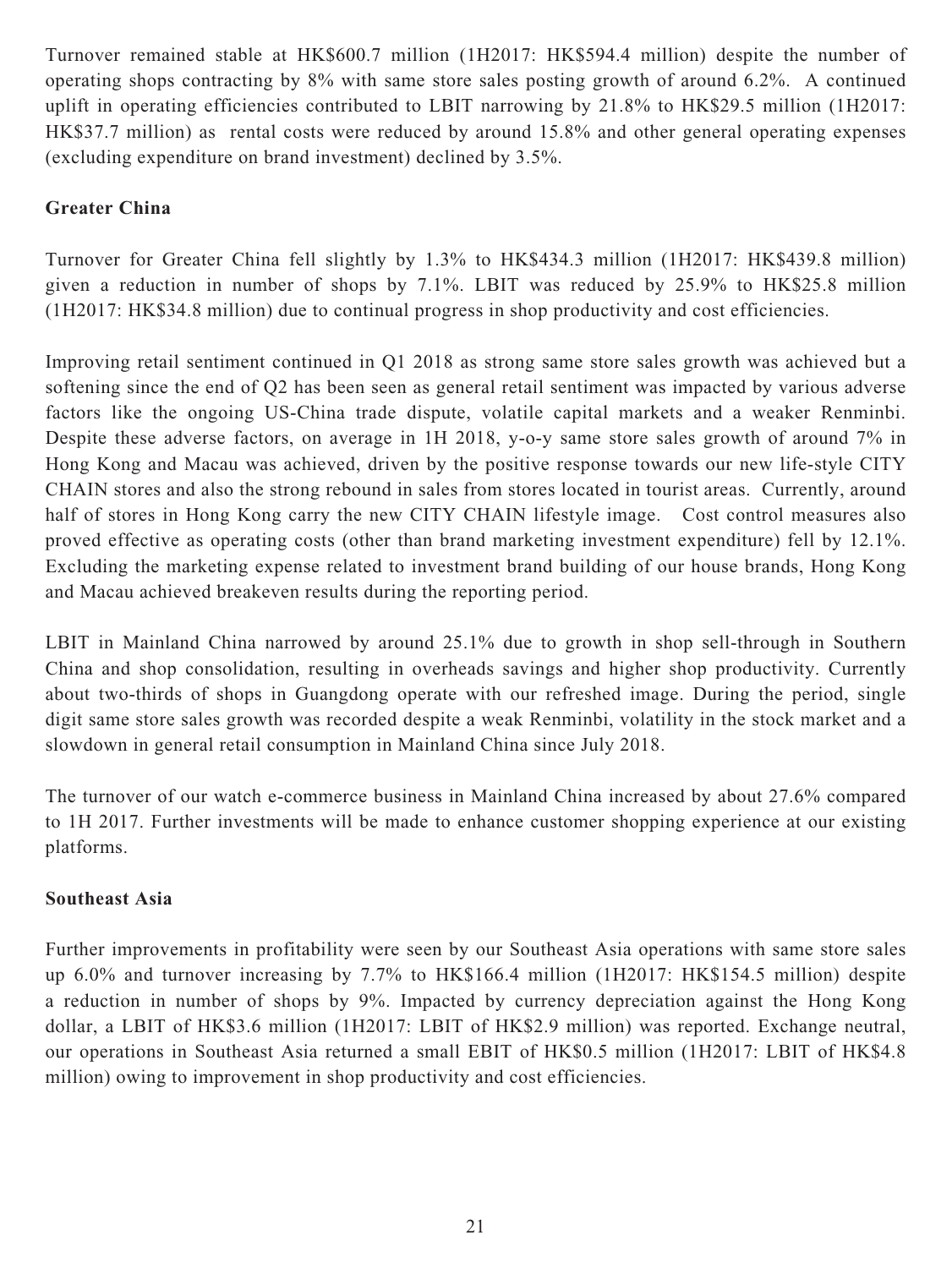Turnover remained stable at HK$600.7 million (1H2017: HK$594.4 million) despite the number of operating shops contracting by 8% with same store sales posting growth of around 6.2%. A continued uplift in operating efficiencies contributed to LBIT narrowing by 21.8% to HK$29.5 million (1H2017: HK$37.7 million) as rental costs were reduced by around 15.8% and other general operating expenses (excluding expenditure on brand investment) declined by 3.5%.

**Greater China**

Turnover for Greater China fell slightly by 1.3% to HK$434.3 million (1H2017: HK$439.8 million) given a reduction in number of shops by 7.1%. LBIT was reduced by 25.9% to HK$25.8 million (1H2017: HK$34.8 million) due to continual progress in shop productivity and cost efficiencies.

Improving retail sentiment continued in Q1 2018 as strong same store sales growth was achieved but a softening since the end of Q2 has been seen as general retail sentiment was impacted by various adverse factors like the ongoing US-China trade dispute, volatile capital markets and a weaker Renminbi. Despite these adverse factors, on average in 1H 2018, y-o-y same store sales growth of around 7% in Hong Kong and Macau was achieved, driven by the positive response towards our new life-style CITY CHAIN stores and also the strong rebound in sales from stores located in tourist areas. Currently, around half of stores in Hong Kong carry the new CITY CHAIN lifestyle image. Cost control measures also proved effective as operating costs (other than brand marketing investment expenditure) fell by 12.1%. Excluding the marketing expense related to investment brand building of our house brands, Hong Kong and Macau achieved breakeven results during the reporting period.

LBIT in Mainland China narrowed by around 25.1% due to growth in shop sell-through in Southern China and shop consolidation, resulting in overheads savings and higher shop productivity. Currently about two-thirds of shops in Guangdong operate with our refreshed image. During the period, single digit same store sales growth was recorded despite a weak Renminbi, volatility in the stock market and a slowdown in general retail consumption in Mainland China since July 2018.

The turnover of our watch e-commerce business in Mainland China increased by about 27.6% compared to 1H 2017. Further investments will be made to enhance customer shopping experience at our existing platforms.

**Southeast Asia**

Further improvements in profitability were seen by our Southeast Asia operations with same store sales up 6.0% and turnover increasing by 7.7% to HK$166.4 million (1H2017: HK$154.5 million) despite a reduction in number of shops by 9%. Impacted by currency depreciation against the Hong Kong dollar, a LBIT of HK$3.6 million (1H2017: LBIT of HK$2.9 million) was reported. Exchange neutral, our operations in Southeast Asia returned a small EBIT of HK$0.5 million (1H2017: LBIT of HK$4.8 million) owing to improvement in shop productivity and cost efficiencies.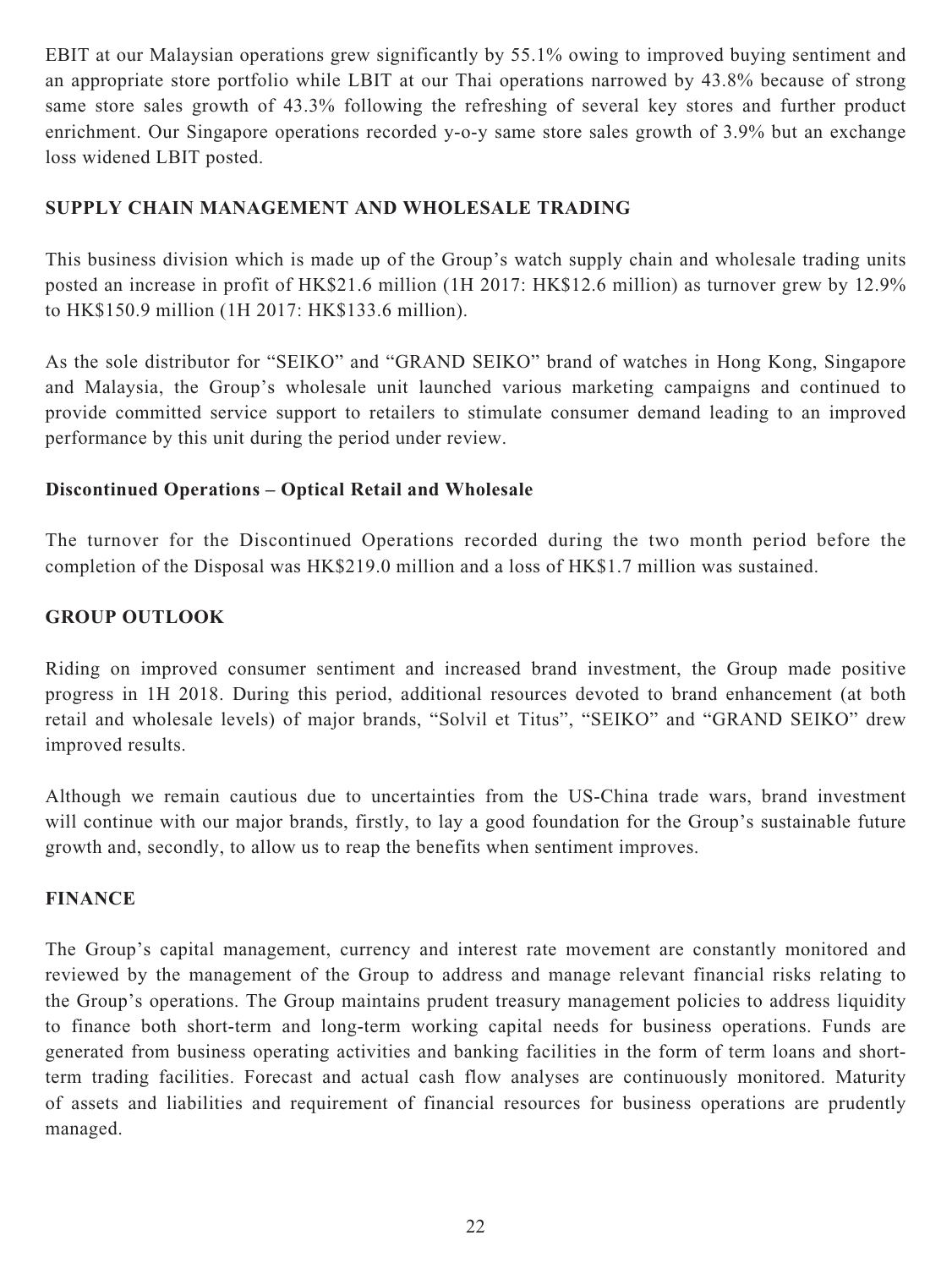EBIT at our Malaysian operations grew significantly by 55.1% owing to improved buying sentiment and an appropriate store portfolio while LBIT at our Thai operations narrowed by 43.8% because of strong same store sales growth of 43.3% following the refreshing of several key stores and further product enrichment. Our Singapore operations recorded y-o-y same store sales growth of 3.9% but an exchange loss widened LBIT posted.

## SUPPLY CHAIN MANAGEMENT AND WHOLESALE TRADING

This business division which is made up of the Group's watch supply chain and wholesale trading units posted an increase in profit of HK$21.6 million (1H 2017: HK$12.6 million) as turnover grew by 12.9% to HK$150.9 million (1H 2017: HK$133.6 million).

As the sole distributor for "SEIKO" and "GRAND SEIKO" brand of watches in Hong Kong, Singapore and Malaysia, the Group's wholesale unit launched various marketing campaigns and continued to provide committed service support to retailers to stimulate consumer demand leading to an improved performance by this unit during the period under review.

### Discontinued Operations – Optical Retail and Wholesale

The turnover for the Discontinued Operations recorded during the two month period before the completion of the Disposal was HK$219.0 million and a loss of HK$1.7 million was sustained.

## GROUP OUTLOOK

Riding on improved consumer sentiment and increased brand investment, the Group made positive progress in 1H 2018. During this period, additional resources devoted to brand enhancement (at both retail and wholesale levels) of major brands, "Solvil et Titus", "SEIKO" and "GRAND SEIKO" drew improved results.

Although we remain cautious due to uncertainties from the US-China trade wars, brand investment will continue with our major brands, firstly, to lay a good foundation for the Group's sustainable future growth and, secondly, to allow us to reap the benefits when sentiment improves.

## FINANCE

The Group's capital management, currency and interest rate movement are constantly monitored and reviewed by the management of the Group to address and manage relevant financial risks relating to the Group's operations. The Group maintains prudent treasury management policies to address liquidity to finance both short-term and long-term working capital needs for business operations. Funds are generated from business operating activities and banking facilities in the form of term loans and short-term trading facilities. Forecast and actual cash flow analyses are continuously monitored. Maturity of assets and liabilities and requirement of financial resources for business operations are prudently managed.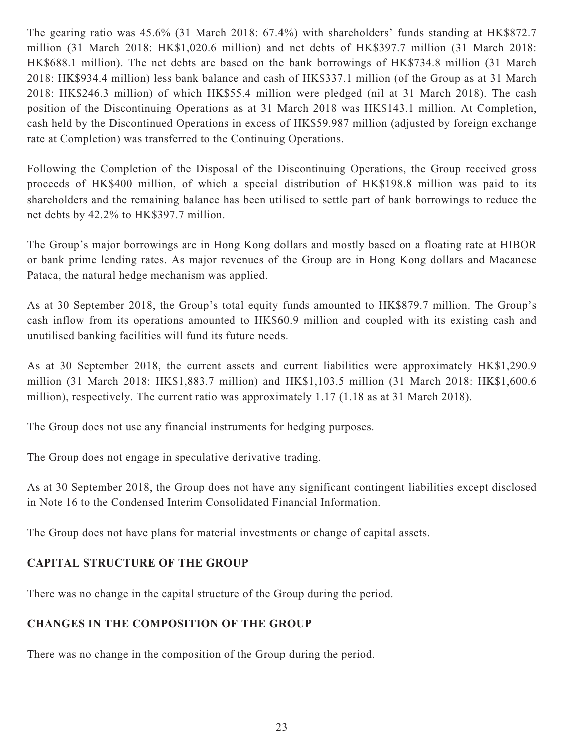The gearing ratio was 45.6% (31 March 2018: 67.4%) with shareholders' funds standing at HK$872.7 million (31 March 2018: HK$1,020.6 million) and net debts of HK$397.7 million (31 March 2018: HK$688.1 million). The net debts are based on the bank borrowings of HK$734.8 million (31 March 2018: HK$934.4 million) less bank balance and cash of HK$337.1 million (of the Group as at 31 March 2018: HK$246.3 million) of which HK$55.4 million were pledged (nil at 31 March 2018). The cash position of the Discontinuing Operations as at 31 March 2018 was HK$143.1 million. At Completion, cash held by the Discontinued Operations in excess of HK$59.987 million (adjusted by foreign exchange rate at Completion) was transferred to the Continuing Operations.

Following the Completion of the Disposal of the Discontinuing Operations, the Group received gross proceeds of HK$400 million, of which a special distribution of HK$198.8 million was paid to its shareholders and the remaining balance has been utilised to settle part of bank borrowings to reduce the net debts by 42.2% to HK$397.7 million.

The Group's major borrowings are in Hong Kong dollars and mostly based on a floating rate at HIBOR or bank prime lending rates. As major revenues of the Group are in Hong Kong dollars and Macanese Pataca, the natural hedge mechanism was applied.

As at 30 September 2018, the Group's total equity funds amounted to HK$879.7 million. The Group's cash inflow from its operations amounted to HK$60.9 million and coupled with its existing cash and unutilised banking facilities will fund its future needs.

As at 30 September 2018, the current assets and current liabilities were approximately HK$1,290.9 million (31 March 2018: HK$1,883.7 million) and HK$1,103.5 million (31 March 2018: HK$1,600.6 million), respectively. The current ratio was approximately 1.17 (1.18 as at 31 March 2018).

The Group does not use any financial instruments for hedging purposes.

The Group does not engage in speculative derivative trading.

As at 30 September 2018, the Group does not have any significant contingent liabilities except disclosed in Note 16 to the Condensed Interim Consolidated Financial Information.

The Group does not have plans for material investments or change of capital assets.

## CAPITAL STRUCTURE OF THE GROUP

There was no change in the capital structure of the Group during the period.

## CHANGES IN THE COMPOSITION OF THE GROUP

There was no change in the composition of the Group during the period.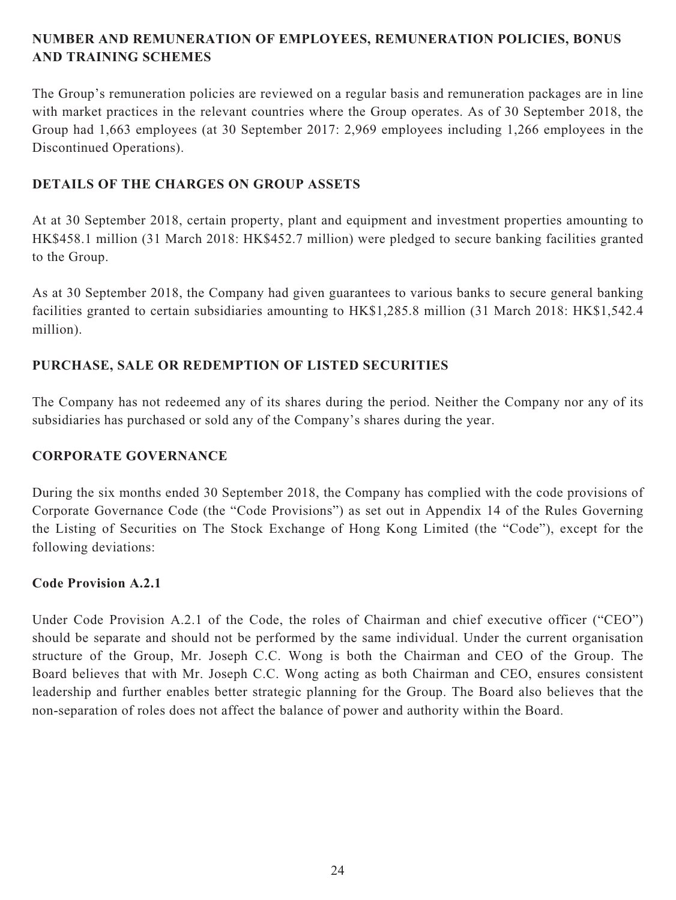## NUMBER AND REMUNERATION OF EMPLOYEES, REMUNERATION POLICIES, BONUS AND TRAINING SCHEMES

The Group's remuneration policies are reviewed on a regular basis and remuneration packages are in line with market practices in the relevant countries where the Group operates. As of 30 September 2018, the Group had 1,663 employees (at 30 September 2017: 2,969 employees including 1,266 employees in the Discontinued Operations).

## DETAILS OF THE CHARGES ON GROUP ASSETS

At at 30 September 2018, certain property, plant and equipment and investment properties amounting to HK$458.1 million (31 March 2018: HK$452.7 million) were pledged to secure banking facilities granted to the Group.

As at 30 September 2018, the Company had given guarantees to various banks to secure general banking facilities granted to certain subsidiaries amounting to HK$1,285.8 million (31 March 2018: HK$1,542.4 million).

## PURCHASE, SALE OR REDEMPTION OF LISTED SECURITIES

The Company has not redeemed any of its shares during the period. Neither the Company nor any of its subsidiaries has purchased or sold any of the Company's shares during the year.

## CORPORATE GOVERNANCE

During the six months ended 30 September 2018, the Company has complied with the code provisions of Corporate Governance Code (the "Code Provisions") as set out in Appendix 14 of the Rules Governing the Listing of Securities on The Stock Exchange of Hong Kong Limited (the "Code"), except for the following deviations:

### Code Provision A.2.1

Under Code Provision A.2.1 of the Code, the roles of Chairman and chief executive officer ("CEO") should be separate and should not be performed by the same individual. Under the current organisation structure of the Group, Mr. Joseph C.C. Wong is both the Chairman and CEO of the Group. The Board believes that with Mr. Joseph C.C. Wong acting as both Chairman and CEO, ensures consistent leadership and further enables better strategic planning for the Group. The Board also believes that the non-separation of roles does not affect the balance of power and authority within the Board.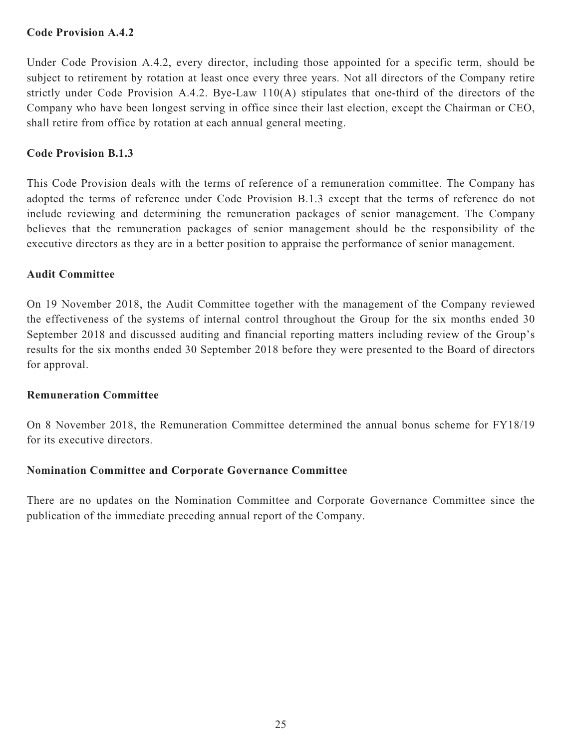**Code Provision A.4.2**

Under Code Provision A.4.2, every director, including those appointed for a specific term, should be subject to retirement by rotation at least once every three years. Not all directors of the Company retire strictly under Code Provision A.4.2. Bye-Law 110(A) stipulates that one-third of the directors of the Company who have been longest serving in office since their last election, except the Chairman or CEO, shall retire from office by rotation at each annual general meeting.

**Code Provision B.1.3**

This Code Provision deals with the terms of reference of a remuneration committee. The Company has adopted the terms of reference under Code Provision B.1.3 except that the terms of reference do not include reviewing and determining the remuneration packages of senior management. The Company believes that the remuneration packages of senior management should be the responsibility of the executive directors as they are in a better position to appraise the performance of senior management.

**Audit Committee**

On 19 November 2018, the Audit Committee together with the management of the Company reviewed the effectiveness of the systems of internal control throughout the Group for the six months ended 30 September 2018 and discussed auditing and financial reporting matters including review of the Group's results for the six months ended 30 September 2018 before they were presented to the Board of directors for approval.

**Remuneration Committee**

On 8 November 2018, the Remuneration Committee determined the annual bonus scheme for FY18/19 for its executive directors.

**Nomination Committee and Corporate Governance Committee**

There are no updates on the Nomination Committee and Corporate Governance Committee since the publication of the immediate preceding annual report of the Company.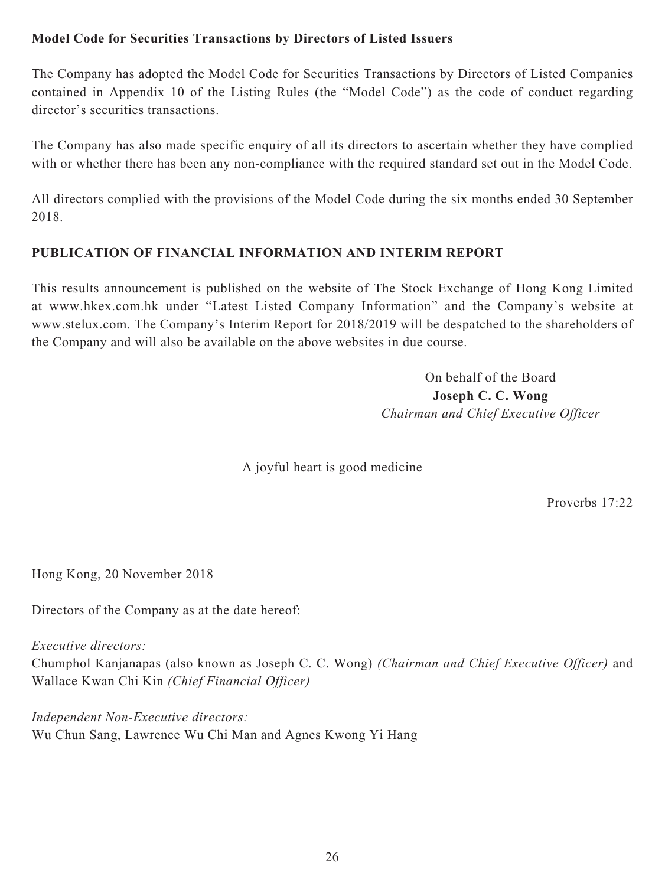### Model Code for Securities Transactions by Directors of Listed Issuers

The Company has adopted the Model Code for Securities Transactions by Directors of Listed Companies contained in Appendix 10 of the Listing Rules (the "Model Code") as the code of conduct regarding director's securities transactions.

The Company has also made specific enquiry of all its directors to ascertain whether they have complied with or whether there has been any non-compliance with the required standard set out in the Model Code.

All directors complied with the provisions of the Model Code during the six months ended 30 September 2018.

## PUBLICATION OF FINANCIAL INFORMATION AND INTERIM REPORT

This results announcement is published on the website of The Stock Exchange of Hong Kong Limited at www.hkex.com.hk under "Latest Listed Company Information" and the Company's website at www.stelux.com. The Company's Interim Report for 2018/2019 will be despatched to the shareholders of the Company and will also be available on the above websites in due course.

On behalf of the Board
**Joseph C. C. Wong**
*Chairman and Chief Executive Officer*

A joyful heart is good medicine

Proverbs 17:22

Hong Kong, 20 November 2018

Directors of the Company as at the date hereof:

*Executive directors:*
Chumphol Kanjanapas (also known as Joseph C. C. Wong) *(Chairman and Chief Executive Officer)* and Wallace Kwan Chi Kin *(Chief Financial Officer)*

*Independent Non-Executive directors:*
Wu Chun Sang, Lawrence Wu Chi Man and Agnes Kwong Yi Hang